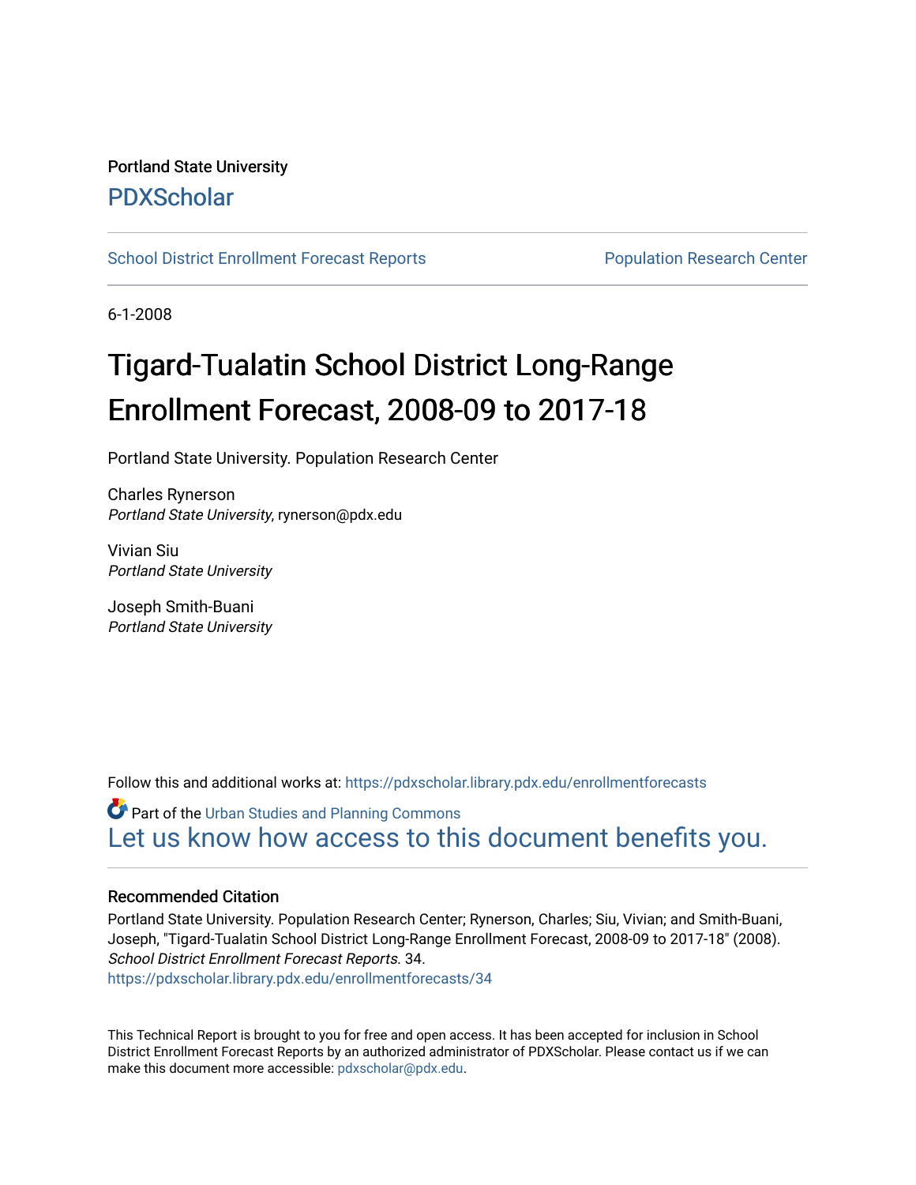Portland State University

# PDXScholar

School District Enrollment Forecast Reports | Population Research Center

6-1-2008

# Tigard-Tualatin School District Long-Range Enrollment Forecast, 2008-09 to 2017-18

Portland State University. Population Research Center

Charles Rynerson
*Portland State University*, rynerson@pdx.edu

Vivian Siu
*Portland State University*

Joseph Smith-Buani
*Portland State University*

Follow this and additional works at: https://pdxscholar.library.pdx.edu/enrollmentforecasts

Part of the Urban Studies and Planning Commons

Let us know how access to this document benefits you.

### Recommended Citation

Portland State University. Population Research Center; Rynerson, Charles; Siu, Vivian; and Smith-Buani, Joseph, "Tigard-Tualatin School District Long-Range Enrollment Forecast, 2008-09 to 2017-18" (2008). *School District Enrollment Forecast Reports*. 34.
https://pdxscholar.library.pdx.edu/enrollmentforecasts/34

This Technical Report is brought to you for free and open access. It has been accepted for inclusion in School District Enrollment Forecast Reports by an authorized administrator of PDXScholar. Please contact us if we can make this document more accessible: pdxscholar@pdx.edu.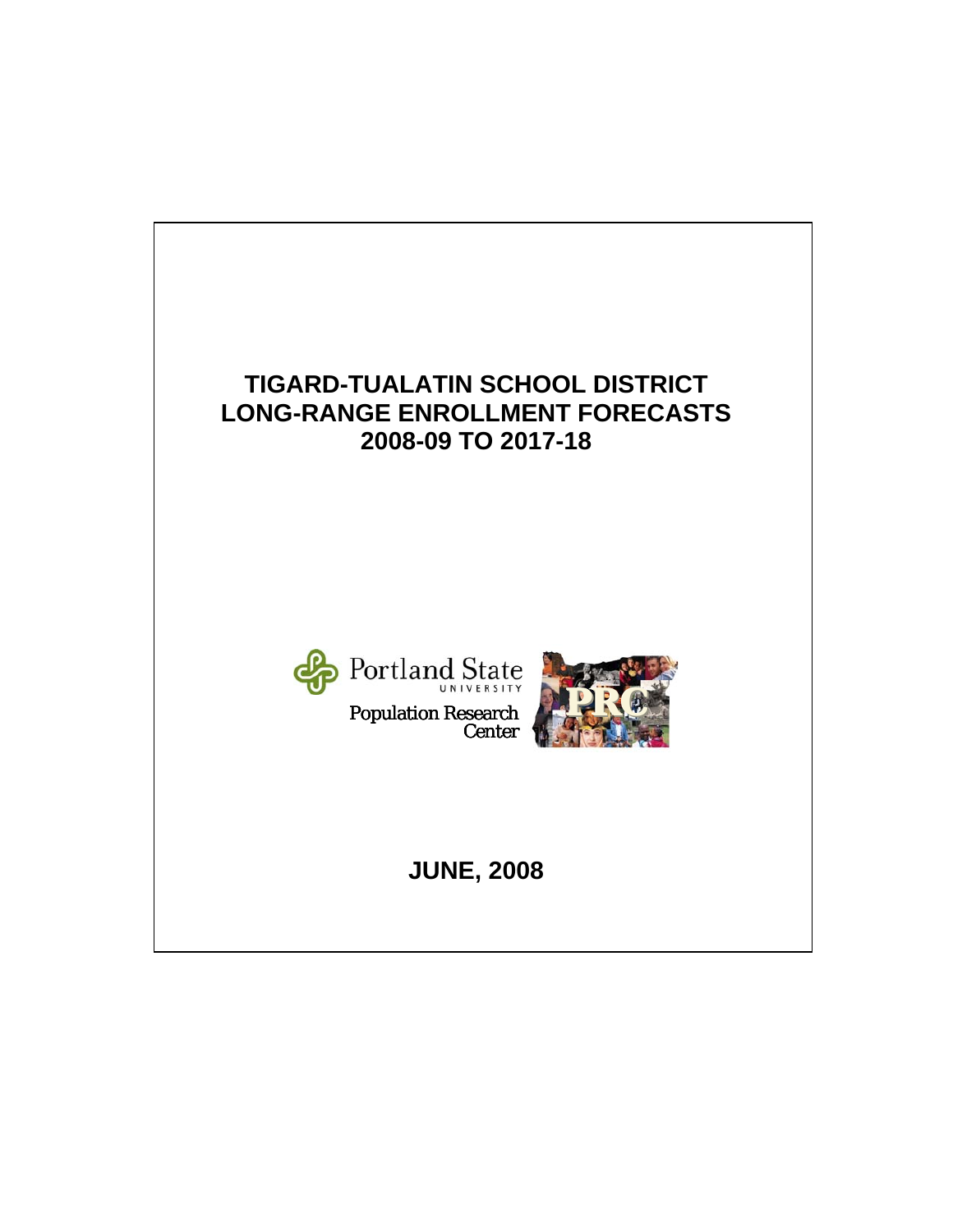# TIGARD-TUALATIN SCHOOL DISTRICT
# LONG-RANGE ENROLLMENT FORECASTS
# 2008-09 TO 2017-18

Portland State University

Population Research Center

PRC

**JUNE, 2008**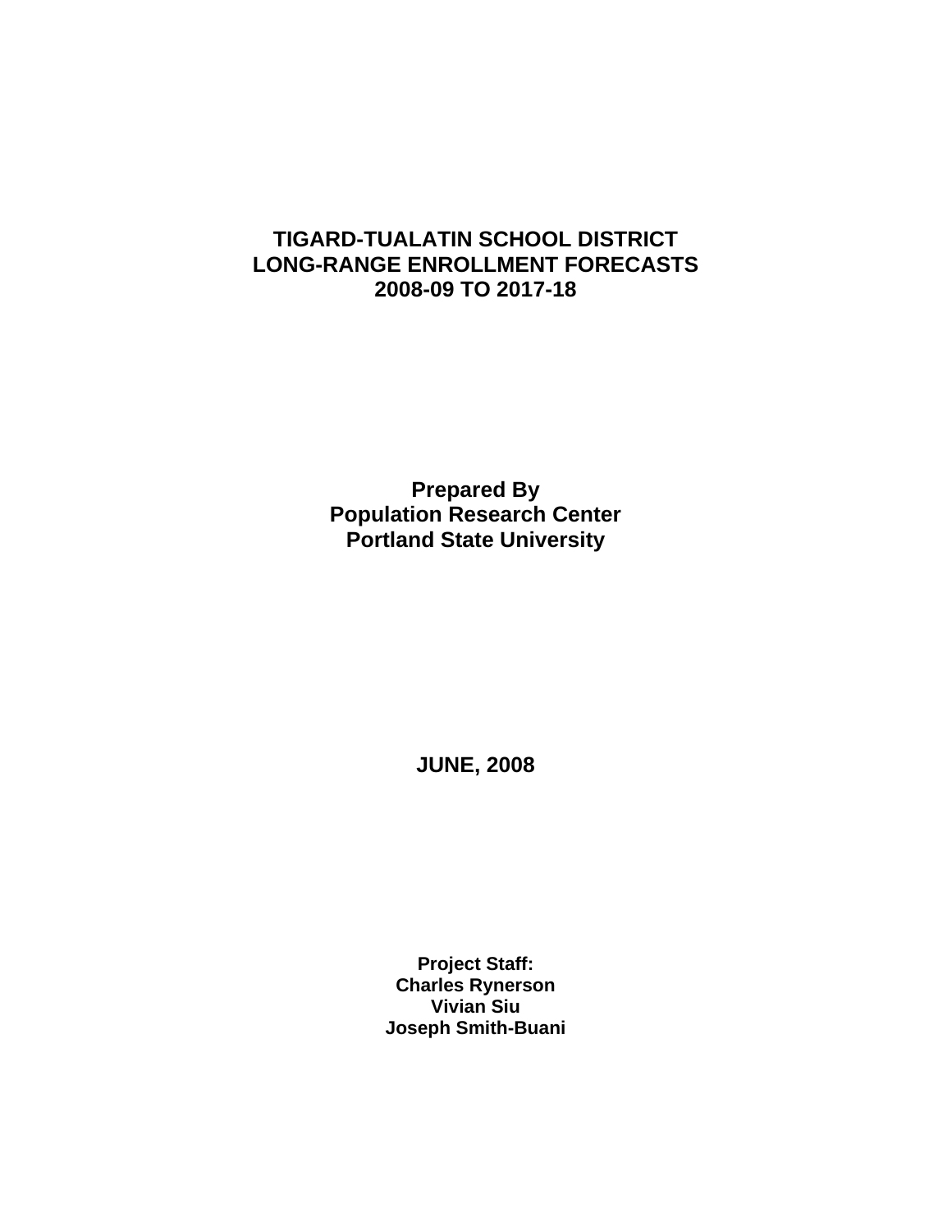# TIGARD-TUALATIN SCHOOL DISTRICT
# LONG-RANGE ENROLLMENT FORECASTS
# 2008-09 TO 2017-18

**Prepared By**
**Population Research Center**
**Portland State University**

**JUNE, 2008**

**Project Staff:**
**Charles Rynerson**
**Vivian Siu**
**Joseph Smith-Buani**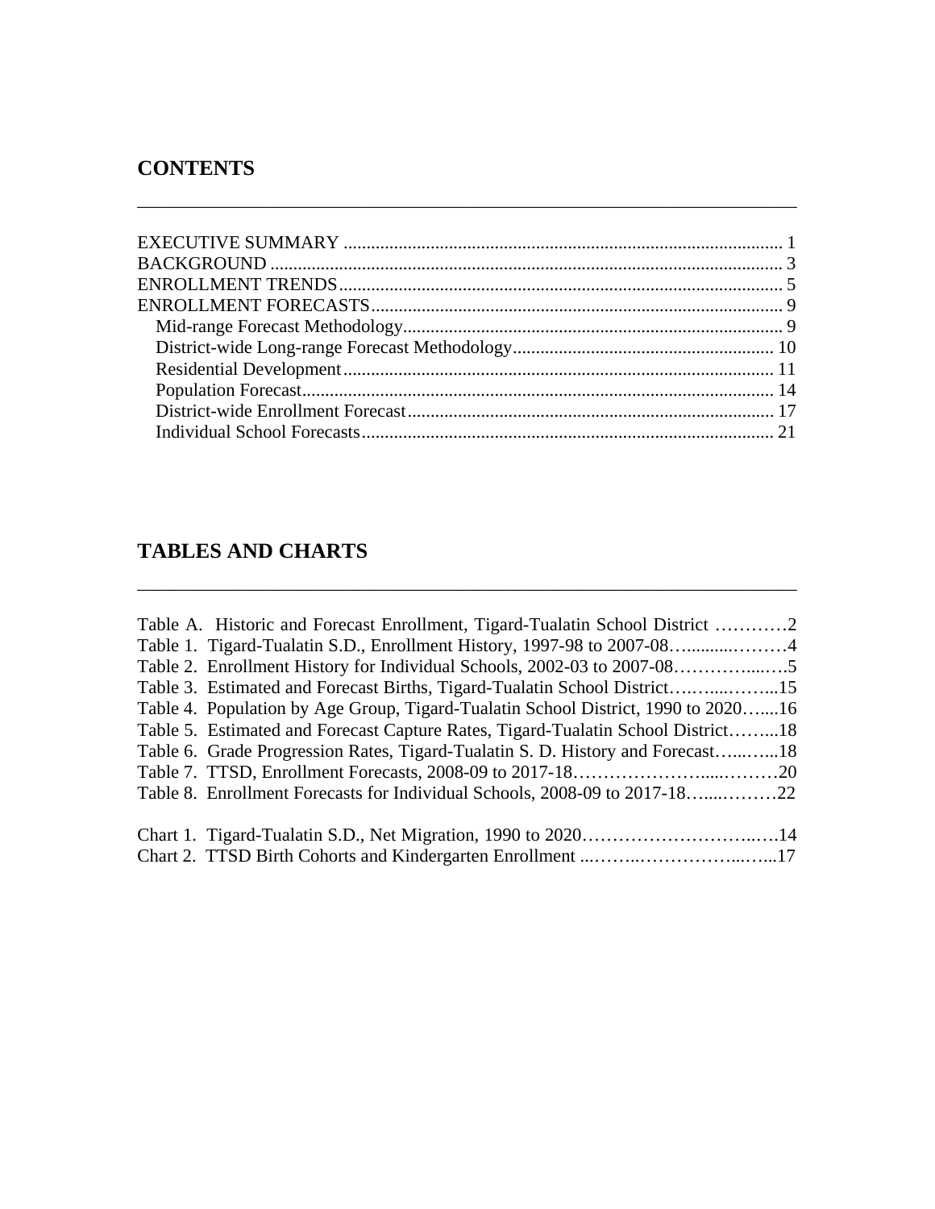## CONTENTS

EXECUTIVE SUMMARY ............................................................................................... 1
BACKGROUND ............................................................................................................. 3
ENROLLMENT TRENDS.................................................................................................. 5
ENROLLMENT FORECASTS.......................................................................................... 9
  Mid-range Forecast Methodology.................................................................................. 9
  District-wide Long-range Forecast Methodology......................................................... 10
  Residential Development............................................................................................. 11
  Population Forecast...................................................................................................... 14
  District-wide Enrollment Forecast................................................................................ 17
  Individual School Forecasts.......................................................................................... 21

## TABLES AND CHARTS

Table A. Historic and Forecast Enrollment, Tigard-Tualatin School District …………2
Table 1. Tigard-Tualatin S.D., Enrollment History, 1997-98 to 2007-08…..........………4
Table 2. Enrollment History for Individual Schools, 2002-03 to 2007-08…………....….5
Table 3. Estimated and Forecast Births, Tigard-Tualatin School District….…....……...15
Table 4. Population by Age Group, Tigard-Tualatin School District, 1990 to 2020…....16
Table 5. Estimated and Forecast Capture Rates, Tigard-Tualatin School District……...18
Table 6. Grade Progression Rates, Tigard-Tualatin S. D. History and Forecast…...…...18
Table 7. TTSD, Enrollment Forecasts, 2008-09 to 2017-18…………………....………20
Table 8. Enrollment Forecasts for Individual Schools, 2008-09 to 2017-18…....………22

Chart 1. Tigard-Tualatin S.D., Net Migration, 1990 to 2020…………………………..….14
Chart 2. TTSD Birth Cohorts and Kindergarten Enrollment ...……..……………...…...17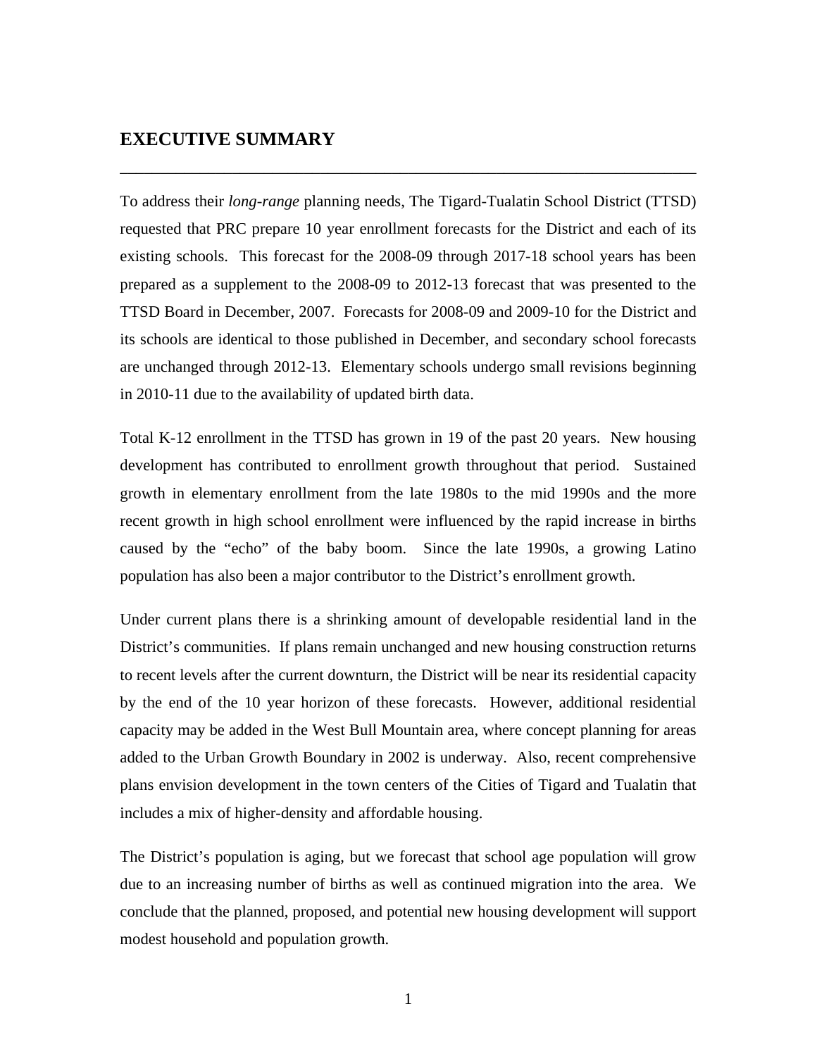# EXECUTIVE SUMMARY

To address their *long-range* planning needs, The Tigard-Tualatin School District (TTSD) requested that PRC prepare 10 year enrollment forecasts for the District and each of its existing schools. This forecast for the 2008-09 through 2017-18 school years has been prepared as a supplement to the 2008-09 to 2012-13 forecast that was presented to the TTSD Board in December, 2007. Forecasts for 2008-09 and 2009-10 for the District and its schools are identical to those published in December, and secondary school forecasts are unchanged through 2012-13. Elementary schools undergo small revisions beginning in 2010-11 due to the availability of updated birth data.

Total K-12 enrollment in the TTSD has grown in 19 of the past 20 years. New housing development has contributed to enrollment growth throughout that period. Sustained growth in elementary enrollment from the late 1980s to the mid 1990s and the more recent growth in high school enrollment were influenced by the rapid increase in births caused by the "echo" of the baby boom. Since the late 1990s, a growing Latino population has also been a major contributor to the District's enrollment growth.

Under current plans there is a shrinking amount of developable residential land in the District's communities. If plans remain unchanged and new housing construction returns to recent levels after the current downturn, the District will be near its residential capacity by the end of the 10 year horizon of these forecasts. However, additional residential capacity may be added in the West Bull Mountain area, where concept planning for areas added to the Urban Growth Boundary in 2002 is underway. Also, recent comprehensive plans envision development in the town centers of the Cities of Tigard and Tualatin that includes a mix of higher-density and affordable housing.

The District's population is aging, but we forecast that school age population will grow due to an increasing number of births as well as continued migration into the area. We conclude that the planned, proposed, and potential new housing development will support modest household and population growth.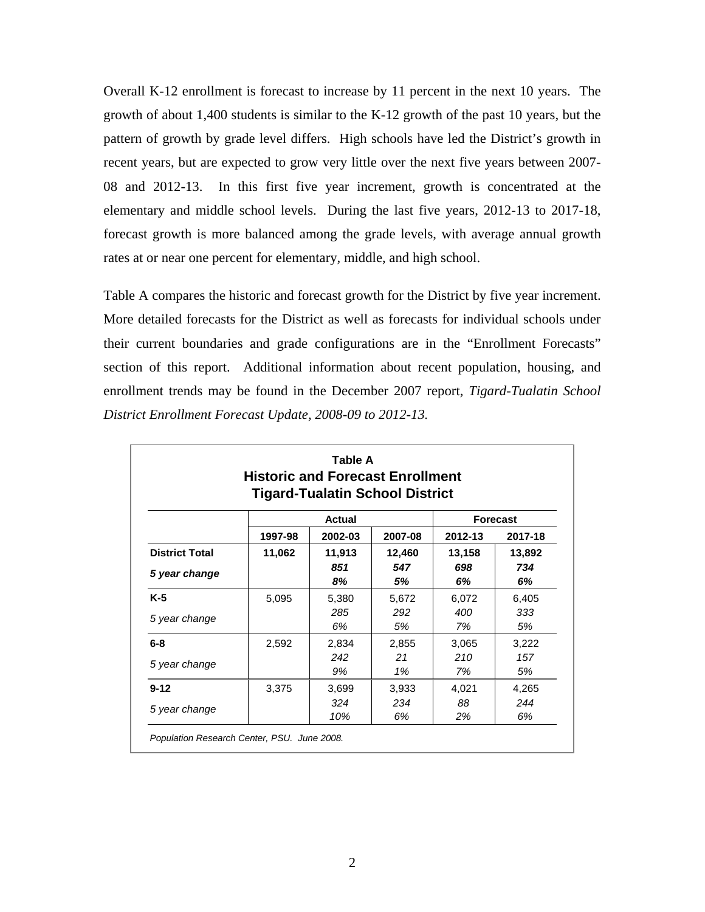Overall K-12 enrollment is forecast to increase by 11 percent in the next 10 years. The growth of about 1,400 students is similar to the K-12 growth of the past 10 years, but the pattern of growth by grade level differs. High schools have led the District's growth in recent years, but are expected to grow very little over the next five years between 2007-08 and 2012-13. In this first five year increment, growth is concentrated at the elementary and middle school levels. During the last five years, 2012-13 to 2017-18, forecast growth is more balanced among the grade levels, with average annual growth rates at or near one percent for elementary, middle, and high school.

Table A compares the historic and forecast growth for the District by five year increment. More detailed forecasts for the District as well as forecasts for individual schools under their current boundaries and grade configurations are in the "Enrollment Forecasts" section of this report. Additional information about recent population, housing, and enrollment trends may be found in the December 2007 report, *Tigard-Tualatin School District Enrollment Forecast Update, 2008-09 to 2012-13.*

**Table A**
**Historic and Forecast Enrollment**
**Tigard-Tualatin School District**

| | Actual | | | Forecast | |
|---|---|---|---|---|---|
| | **1997-98** | **2002-03** | **2007-08** | **2012-13** | **2017-18** |
| **District Total** | **11,062** | **11,913** | **12,460** | **13,158** | **13,892** |
| ***5 year change*** | | ***851*** | ***547*** | ***698*** | ***734*** |
| | | ***8%*** | ***5%*** | ***6%*** | ***6%*** |
| **K-5** | 5,095 | 5,380 | 5,672 | 6,072 | 6,405 |
| *5 year change* | | *285* | *292* | *400* | *333* |
| | | *6%* | *5%* | *7%* | *5%* |
| **6-8** | 2,592 | 2,834 | 2,855 | 3,065 | 3,222 |
| *5 year change* | | *242* | *21* | *210* | *157* |
| | | *9%* | *1%* | *7%* | *5%* |
| **9-12** | 3,375 | 3,699 | 3,933 | 4,021 | 4,265 |
| *5 year change* | | *324* | *234* | *88* | *244* |
| | | *10%* | *6%* | *2%* | *6%* |

*Population Research Center, PSU. June 2008.*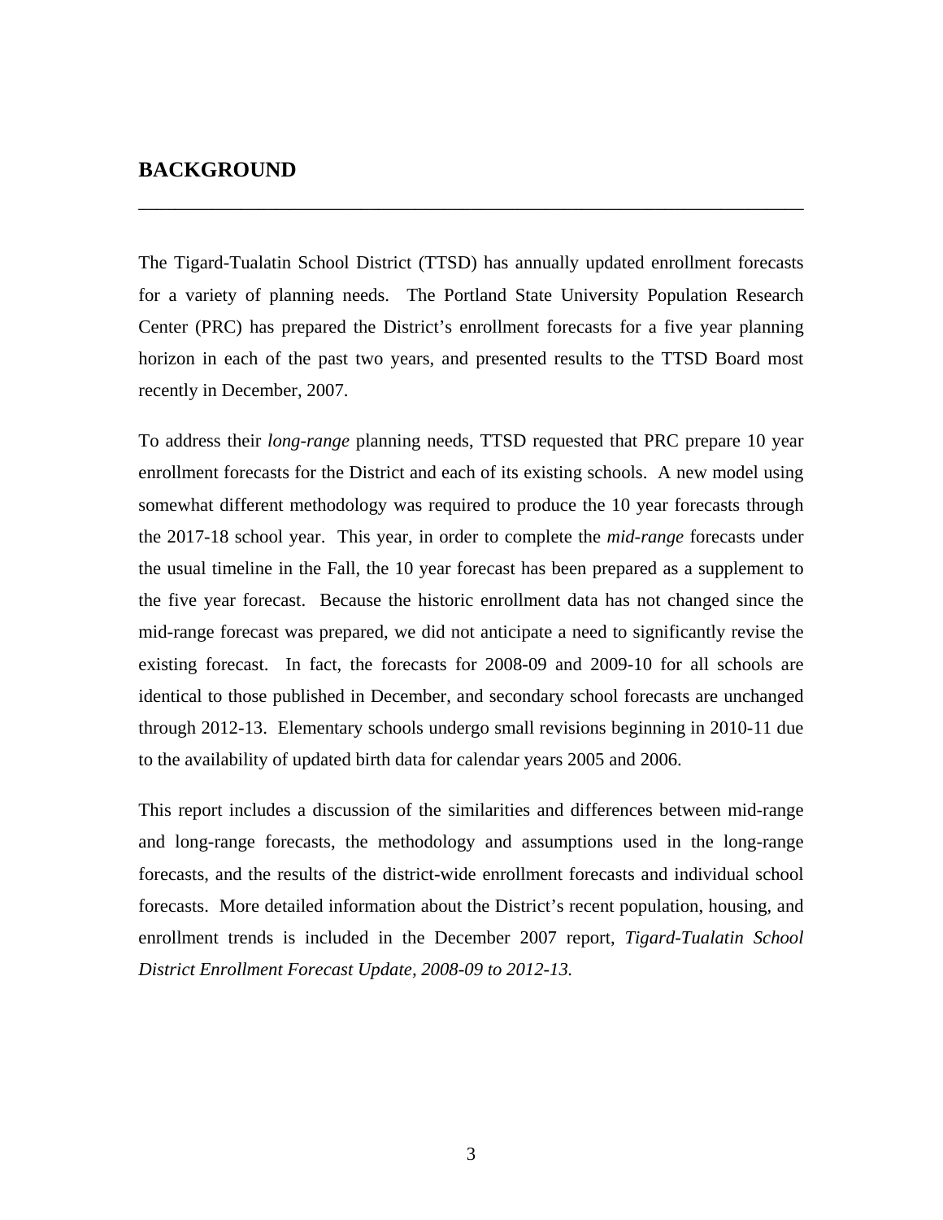## BACKGROUND

The Tigard-Tualatin School District (TTSD) has annually updated enrollment forecasts for a variety of planning needs. The Portland State University Population Research Center (PRC) has prepared the District's enrollment forecasts for a five year planning horizon in each of the past two years, and presented results to the TTSD Board most recently in December, 2007.

To address their *long-range* planning needs, TTSD requested that PRC prepare 10 year enrollment forecasts for the District and each of its existing schools. A new model using somewhat different methodology was required to produce the 10 year forecasts through the 2017-18 school year. This year, in order to complete the *mid-range* forecasts under the usual timeline in the Fall, the 10 year forecast has been prepared as a supplement to the five year forecast. Because the historic enrollment data has not changed since the mid-range forecast was prepared, we did not anticipate a need to significantly revise the existing forecast. In fact, the forecasts for 2008-09 and 2009-10 for all schools are identical to those published in December, and secondary school forecasts are unchanged through 2012-13. Elementary schools undergo small revisions beginning in 2010-11 due to the availability of updated birth data for calendar years 2005 and 2006.

This report includes a discussion of the similarities and differences between mid-range and long-range forecasts, the methodology and assumptions used in the long-range forecasts, and the results of the district-wide enrollment forecasts and individual school forecasts. More detailed information about the District's recent population, housing, and enrollment trends is included in the December 2007 report, *Tigard-Tualatin School District Enrollment Forecast Update, 2008-09 to 2012-13.*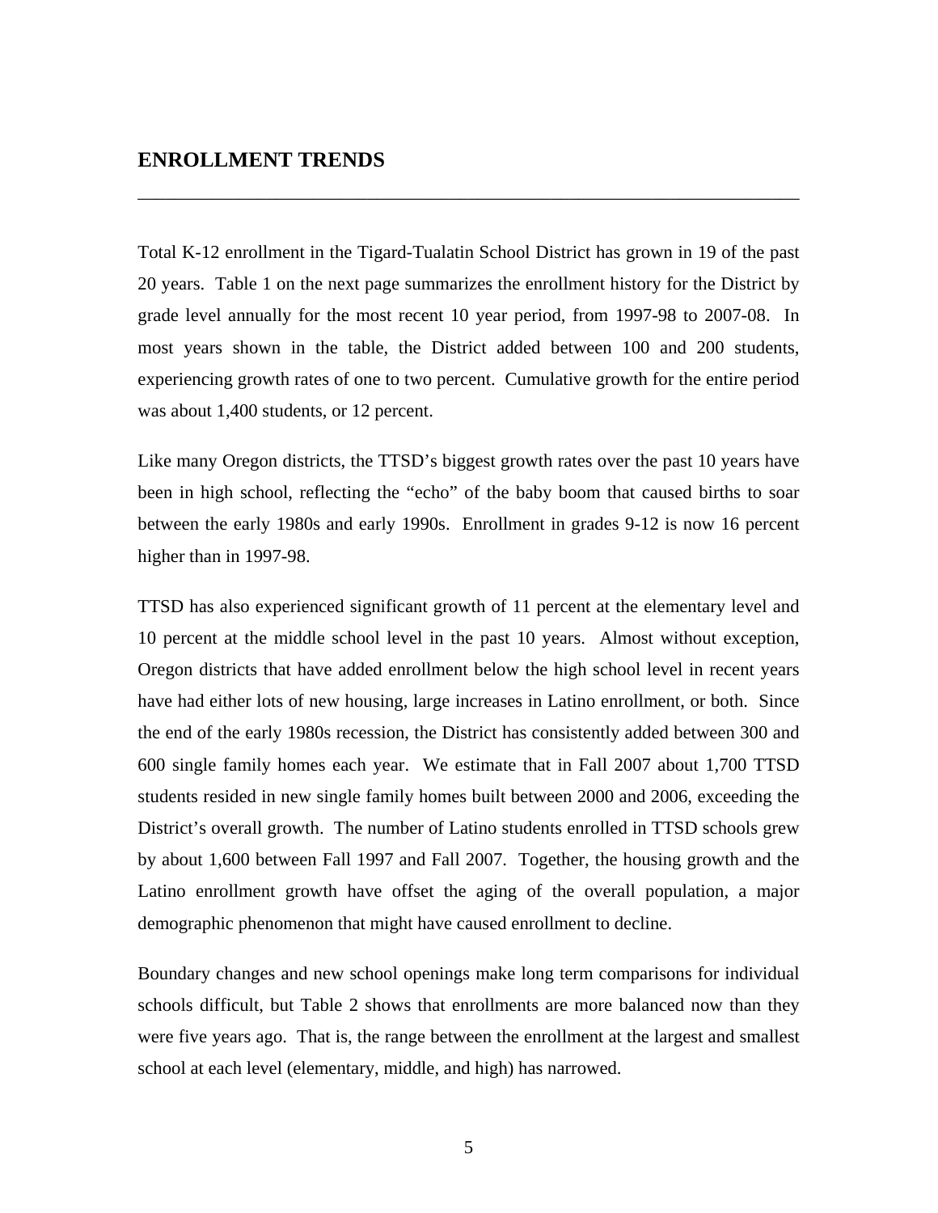## ENROLLMENT TRENDS

Total K-12 enrollment in the Tigard-Tualatin School District has grown in 19 of the past 20 years. Table 1 on the next page summarizes the enrollment history for the District by grade level annually for the most recent 10 year period, from 1997-98 to 2007-08. In most years shown in the table, the District added between 100 and 200 students, experiencing growth rates of one to two percent. Cumulative growth for the entire period was about 1,400 students, or 12 percent.

Like many Oregon districts, the TTSD's biggest growth rates over the past 10 years have been in high school, reflecting the "echo" of the baby boom that caused births to soar between the early 1980s and early 1990s. Enrollment in grades 9-12 is now 16 percent higher than in 1997-98.

TTSD has also experienced significant growth of 11 percent at the elementary level and 10 percent at the middle school level in the past 10 years. Almost without exception, Oregon districts that have added enrollment below the high school level in recent years have had either lots of new housing, large increases in Latino enrollment, or both. Since the end of the early 1980s recession, the District has consistently added between 300 and 600 single family homes each year. We estimate that in Fall 2007 about 1,700 TTSD students resided in new single family homes built between 2000 and 2006, exceeding the District's overall growth. The number of Latino students enrolled in TTSD schools grew by about 1,600 between Fall 1997 and Fall 2007. Together, the housing growth and the Latino enrollment growth have offset the aging of the overall population, a major demographic phenomenon that might have caused enrollment to decline.

Boundary changes and new school openings make long term comparisons for individual schools difficult, but Table 2 shows that enrollments are more balanced now than they were five years ago. That is, the range between the enrollment at the largest and smallest school at each level (elementary, middle, and high) has narrowed.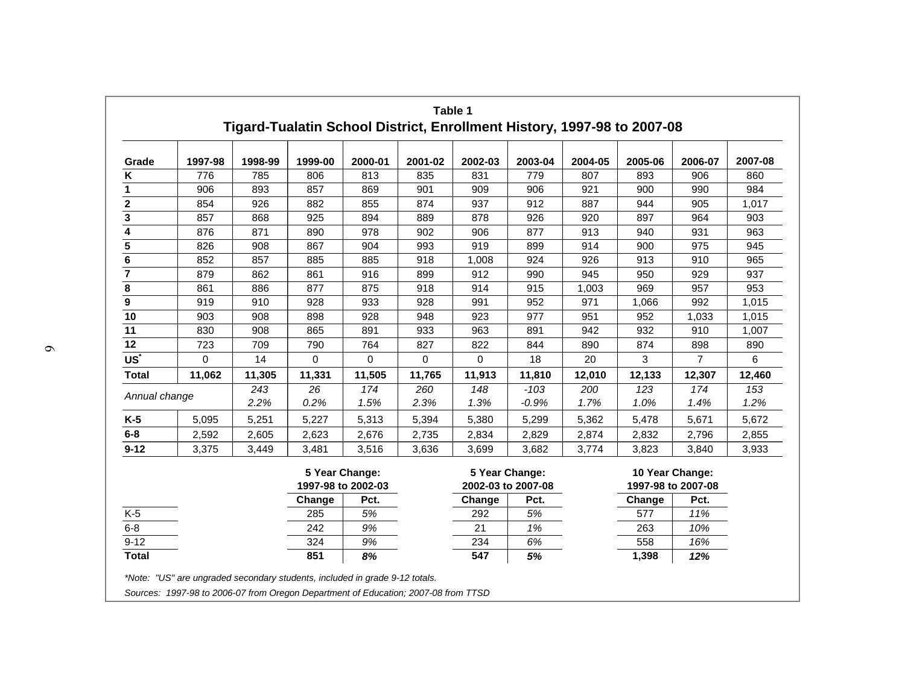**Table 1**

**Tigard-Tualatin School District, Enrollment History, 1997-98 to 2007-08**

| Grade | 1997-98 | 1998-99 | 1999-00 | 2000-01 | 2001-02 | 2002-03 | 2003-04 | 2004-05 | 2005-06 | 2006-07 | 2007-08 |
|---|---|---|---|---|---|---|---|---|---|---|---|
| K | 776 | 785 | 806 | 813 | 835 | 831 | 779 | 807 | 893 | 906 | 860 |
| 1 | 906 | 893 | 857 | 869 | 901 | 909 | 906 | 921 | 900 | 990 | 984 |
| 2 | 854 | 926 | 882 | 855 | 874 | 937 | 912 | 887 | 944 | 905 | 1,017 |
| 3 | 857 | 868 | 925 | 894 | 889 | 878 | 926 | 920 | 897 | 964 | 903 |
| 4 | 876 | 871 | 890 | 978 | 902 | 906 | 877 | 913 | 940 | 931 | 963 |
| 5 | 826 | 908 | 867 | 904 | 993 | 919 | 899 | 914 | 900 | 975 | 945 |
| 6 | 852 | 857 | 885 | 885 | 918 | 1,008 | 924 | 926 | 913 | 910 | 965 |
| 7 | 879 | 862 | 861 | 916 | 899 | 912 | 990 | 945 | 950 | 929 | 937 |
| 8 | 861 | 886 | 877 | 875 | 918 | 914 | 915 | 1,003 | 969 | 957 | 953 |
| 9 | 919 | 910 | 928 | 933 | 928 | 991 | 952 | 971 | 1,066 | 992 | 1,015 |
| 10 | 903 | 908 | 898 | 928 | 948 | 923 | 977 | 951 | 952 | 1,033 | 1,015 |
| 11 | 830 | 908 | 865 | 891 | 933 | 963 | 891 | 942 | 932 | 910 | 1,007 |
| 12 | 723 | 709 | 790 | 764 | 827 | 822 | 844 | 890 | 874 | 898 | 890 |
| US* | 0 | 14 | 0 | 0 | 0 | 0 | 18 | 20 | 3 | 7 | 6 |
| **Total** | **11,062** | **11,305** | **11,331** | **11,505** | **11,765** | **11,913** | **11,810** | **12,010** | **12,133** | **12,307** | **12,460** |
| *Annual change* | | *243* | *26* | *174* | *260* | *148* | *-103* | *200* | *123* | *174* | *153* |
| | | *2.2%* | *0.2%* | *1.5%* | *2.3%* | *1.3%* | *-0.9%* | *1.7%* | *1.0%* | *1.4%* | *1.2%* |
| **K-5** | 5,095 | 5,251 | 5,227 | 5,313 | 5,394 | 5,380 | 5,299 | 5,362 | 5,478 | 5,671 | 5,672 |
| **6-8** | 2,592 | 2,605 | 2,623 | 2,676 | 2,735 | 2,834 | 2,829 | 2,874 | 2,832 | 2,796 | 2,855 |
| **9-12** | 3,375 | 3,449 | 3,481 | 3,516 | 3,636 | 3,699 | 3,682 | 3,774 | 3,823 | 3,840 | 3,933 |

| | 5 Year Change: 1997-98 to 2002-03 | | 5 Year Change: 2002-03 to 2007-08 | | 10 Year Change: 1997-98 to 2007-08 | |
|---|---|---|---|---|---|---|
| | Change | Pct. | Change | Pct. | Change | Pct. |
| K-5 | 285 | *5%* | 292 | *5%* | 577 | *11%* |
| 6-8 | 242 | *9%* | 21 | *1%* | 263 | *10%* |
| 9-12 | 324 | *9%* | 234 | *6%* | 558 | *16%* |
| **Total** | **851** | ***8%*** | **547** | ***5%*** | **1,398** | ***12%*** |

*\*Note: "US" are ungraded secondary students, included in grade 9-12 totals.*

*Sources: 1997-98 to 2006-07 from Oregon Department of Education; 2007-08 from TTSD*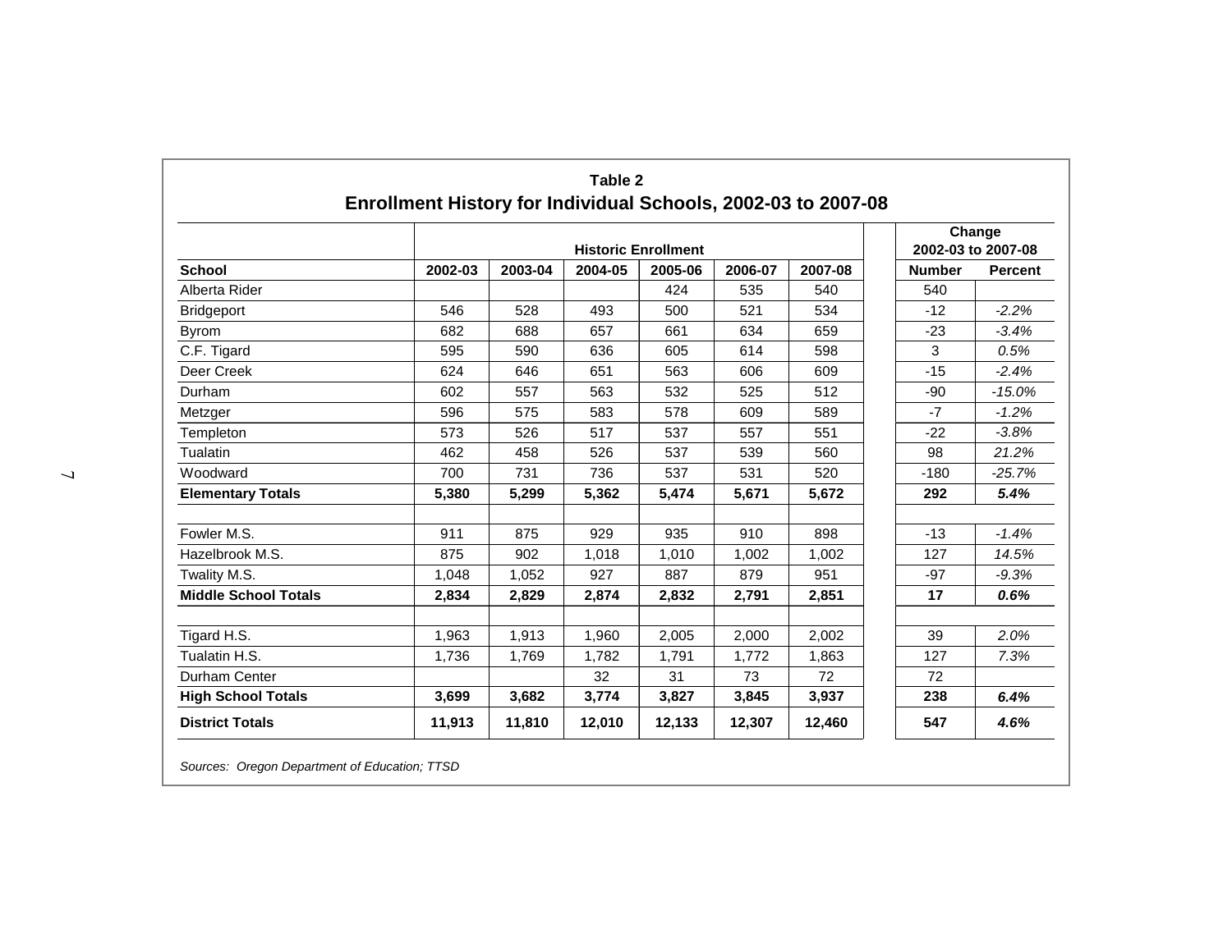## Table 2
## Enrollment History for Individual Schools, 2002-03 to 2007-08

| | Historic Enrollment | | | | | | Change 2002-03 to 2007-08 | |
|---|---|---|---|---|---|---|---|---|
| **School** | **2002-03** | **2003-04** | **2004-05** | **2005-06** | **2006-07** | **2007-08** | **Number** | **Percent** |
| Alberta Rider | | | | 424 | 535 | 540 | 540 | |
| Bridgeport | 546 | 528 | 493 | 500 | 521 | 534 | -12 | *-2.2%* |
| Byrom | 682 | 688 | 657 | 661 | 634 | 659 | -23 | *-3.4%* |
| C.F. Tigard | 595 | 590 | 636 | 605 | 614 | 598 | 3 | *0.5%* |
| Deer Creek | 624 | 646 | 651 | 563 | 606 | 609 | -15 | *-2.4%* |
| Durham | 602 | 557 | 563 | 532 | 525 | 512 | -90 | *-15.0%* |
| Metzger | 596 | 575 | 583 | 578 | 609 | 589 | -7 | *-1.2%* |
| Templeton | 573 | 526 | 517 | 537 | 557 | 551 | -22 | *-3.8%* |
| Tualatin | 462 | 458 | 526 | 537 | 539 | 560 | 98 | *21.2%* |
| Woodward | 700 | 731 | 736 | 537 | 531 | 520 | -180 | *-25.7%* |
| **Elementary Totals** | **5,380** | **5,299** | **5,362** | **5,474** | **5,671** | **5,672** | **292** | ***5.4%*** |
| | | | | | | | | |
| Fowler M.S. | 911 | 875 | 929 | 935 | 910 | 898 | -13 | *-1.4%* |
| Hazelbrook M.S. | 875 | 902 | 1,018 | 1,010 | 1,002 | 1,002 | 127 | *14.5%* |
| Twality M.S. | 1,048 | 1,052 | 927 | 887 | 879 | 951 | -97 | *-9.3%* |
| **Middle School Totals** | **2,834** | **2,829** | **2,874** | **2,832** | **2,791** | **2,851** | **17** | ***0.6%*** |
| | | | | | | | | |
| Tigard H.S. | 1,963 | 1,913 | 1,960 | 2,005 | 2,000 | 2,002 | 39 | *2.0%* |
| Tualatin H.S. | 1,736 | 1,769 | 1,782 | 1,791 | 1,772 | 1,863 | 127 | *7.3%* |
| Durham Center | | | 32 | 31 | 73 | 72 | 72 | |
| **High School Totals** | **3,699** | **3,682** | **3,774** | **3,827** | **3,845** | **3,937** | **238** | ***6.4%*** |
| **District Totals** | **11,913** | **11,810** | **12,010** | **12,133** | **12,307** | **12,460** | **547** | ***4.6%*** |

*Sources: Oregon Department of Education; TTSD*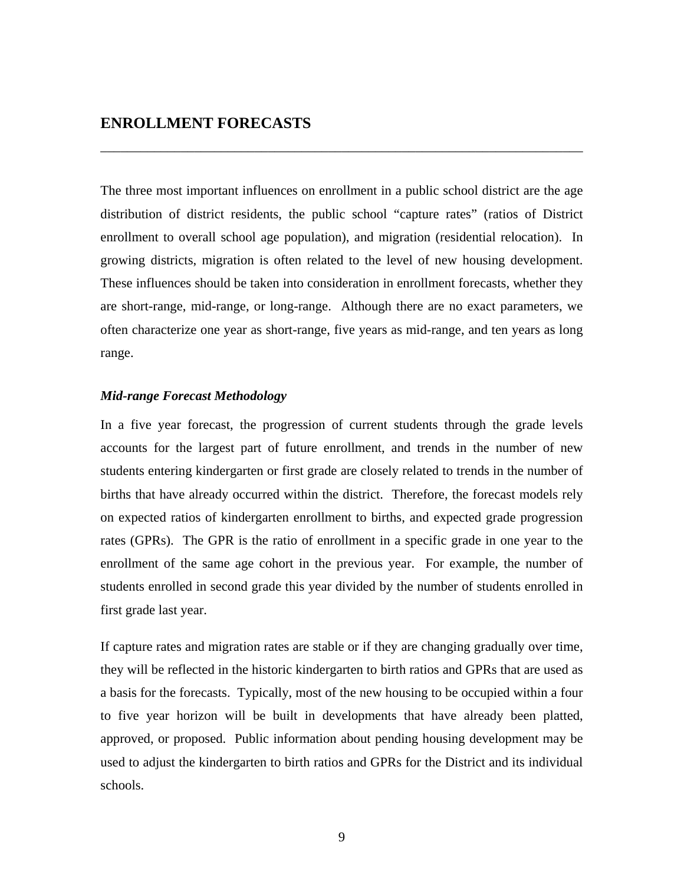## ENROLLMENT FORECASTS

The three most important influences on enrollment in a public school district are the age distribution of district residents, the public school "capture rates" (ratios of District enrollment to overall school age population), and migration (residential relocation). In growing districts, migration is often related to the level of new housing development. These influences should be taken into consideration in enrollment forecasts, whether they are short-range, mid-range, or long-range. Although there are no exact parameters, we often characterize one year as short-range, five years as mid-range, and ten years as long range.

### *Mid-range Forecast Methodology*

In a five year forecast, the progression of current students through the grade levels accounts for the largest part of future enrollment, and trends in the number of new students entering kindergarten or first grade are closely related to trends in the number of births that have already occurred within the district. Therefore, the forecast models rely on expected ratios of kindergarten enrollment to births, and expected grade progression rates (GPRs). The GPR is the ratio of enrollment in a specific grade in one year to the enrollment of the same age cohort in the previous year. For example, the number of students enrolled in second grade this year divided by the number of students enrolled in first grade last year.

If capture rates and migration rates are stable or if they are changing gradually over time, they will be reflected in the historic kindergarten to birth ratios and GPRs that are used as a basis for the forecasts. Typically, most of the new housing to be occupied within a four to five year horizon will be built in developments that have already been platted, approved, or proposed. Public information about pending housing development may be used to adjust the kindergarten to birth ratios and GPRs for the District and its individual schools.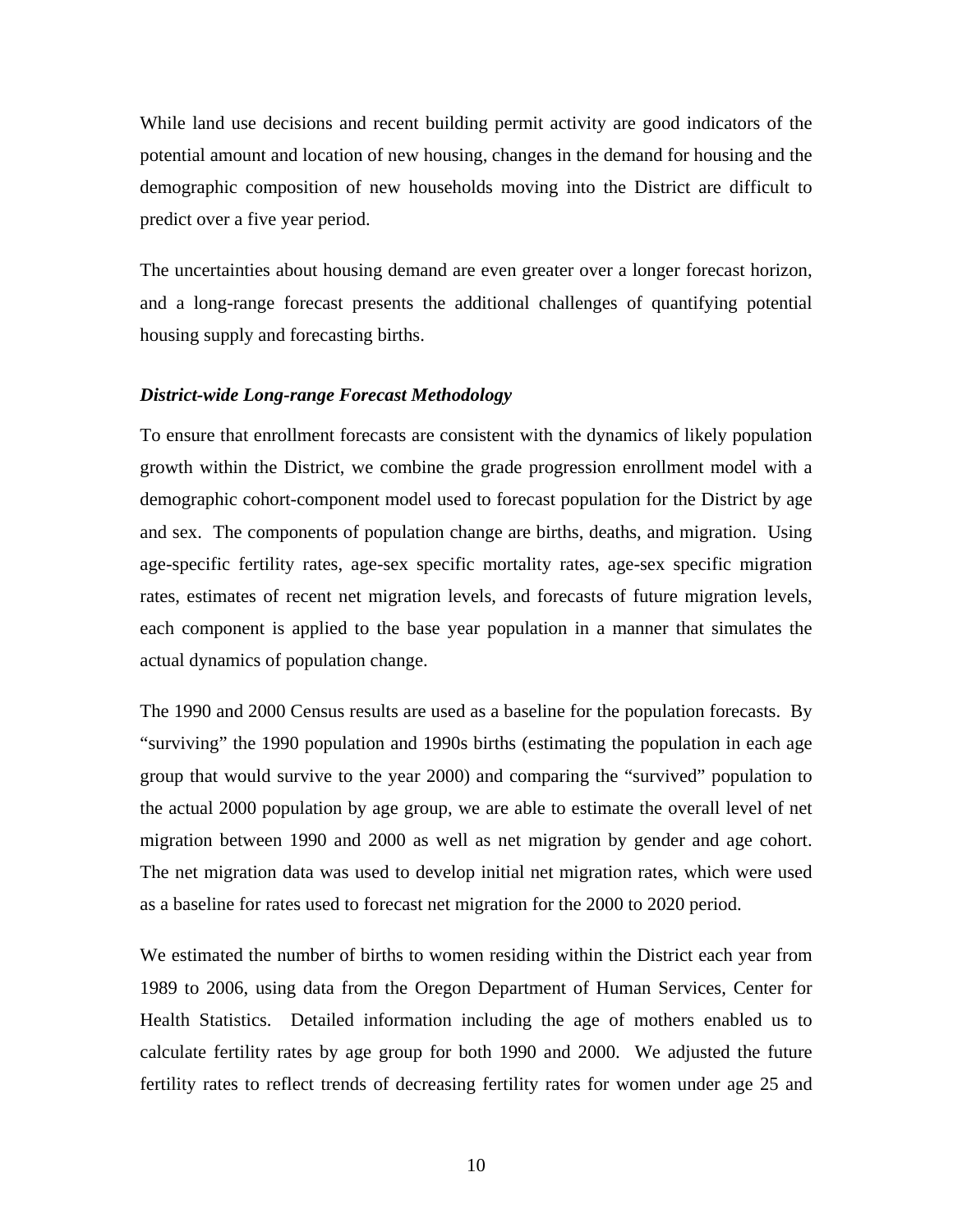While land use decisions and recent building permit activity are good indicators of the potential amount and location of new housing, changes in the demand for housing and the demographic composition of new households moving into the District are difficult to predict over a five year period.

The uncertainties about housing demand are even greater over a longer forecast horizon, and a long-range forecast presents the additional challenges of quantifying potential housing supply and forecasting births.

### *District-wide Long-range Forecast Methodology*

To ensure that enrollment forecasts are consistent with the dynamics of likely population growth within the District, we combine the grade progression enrollment model with a demographic cohort-component model used to forecast population for the District by age and sex. The components of population change are births, deaths, and migration. Using age-specific fertility rates, age-sex specific mortality rates, age-sex specific migration rates, estimates of recent net migration levels, and forecasts of future migration levels, each component is applied to the base year population in a manner that simulates the actual dynamics of population change.

The 1990 and 2000 Census results are used as a baseline for the population forecasts. By "surviving" the 1990 population and 1990s births (estimating the population in each age group that would survive to the year 2000) and comparing the "survived" population to the actual 2000 population by age group, we are able to estimate the overall level of net migration between 1990 and 2000 as well as net migration by gender and age cohort. The net migration data was used to develop initial net migration rates, which were used as a baseline for rates used to forecast net migration for the 2000 to 2020 period.

We estimated the number of births to women residing within the District each year from 1989 to 2006, using data from the Oregon Department of Human Services, Center for Health Statistics. Detailed information including the age of mothers enabled us to calculate fertility rates by age group for both 1990 and 2000. We adjusted the future fertility rates to reflect trends of decreasing fertility rates for women under age 25 and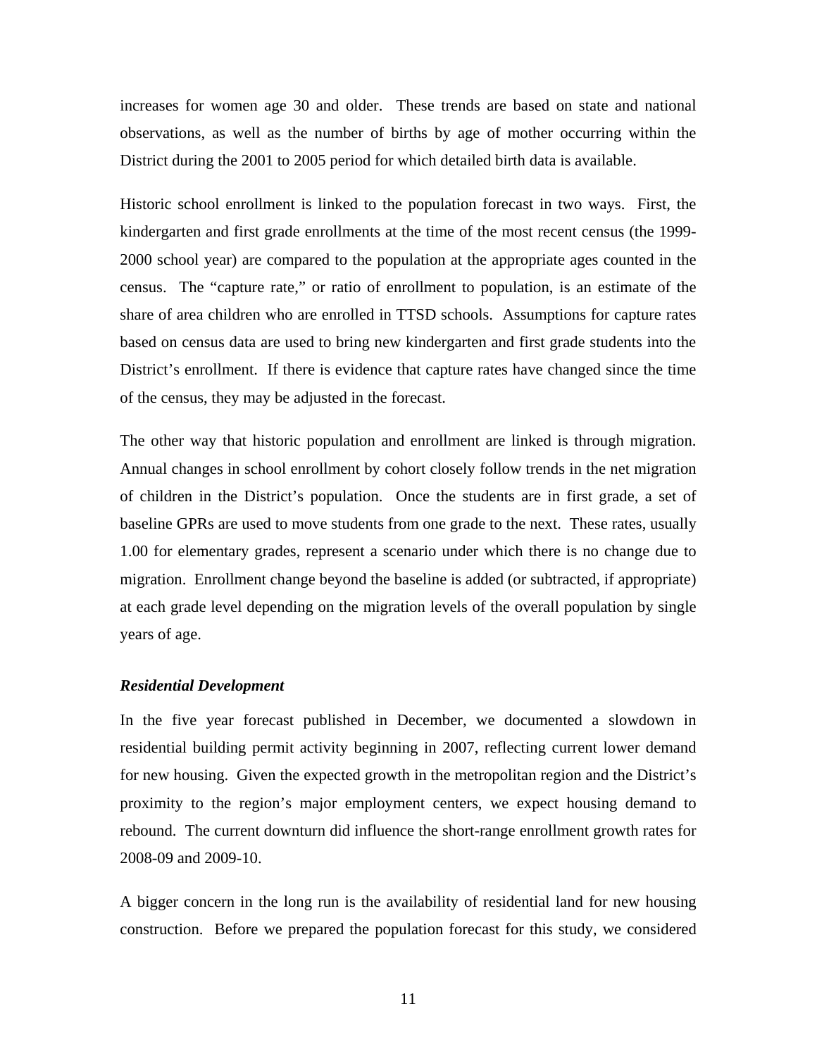increases for women age 30 and older. These trends are based on state and national observations, as well as the number of births by age of mother occurring within the District during the 2001 to 2005 period for which detailed birth data is available.

Historic school enrollment is linked to the population forecast in two ways. First, the kindergarten and first grade enrollments at the time of the most recent census (the 1999-2000 school year) are compared to the population at the appropriate ages counted in the census. The "capture rate," or ratio of enrollment to population, is an estimate of the share of area children who are enrolled in TTSD schools. Assumptions for capture rates based on census data are used to bring new kindergarten and first grade students into the District's enrollment. If there is evidence that capture rates have changed since the time of the census, they may be adjusted in the forecast.

The other way that historic population and enrollment are linked is through migration. Annual changes in school enrollment by cohort closely follow trends in the net migration of children in the District's population. Once the students are in first grade, a set of baseline GPRs are used to move students from one grade to the next. These rates, usually 1.00 for elementary grades, represent a scenario under which there is no change due to migration. Enrollment change beyond the baseline is added (or subtracted, if appropriate) at each grade level depending on the migration levels of the overall population by single years of age.

### *Residential Development*

In the five year forecast published in December, we documented a slowdown in residential building permit activity beginning in 2007, reflecting current lower demand for new housing. Given the expected growth in the metropolitan region and the District's proximity to the region's major employment centers, we expect housing demand to rebound. The current downturn did influence the short-range enrollment growth rates for 2008-09 and 2009-10.

A bigger concern in the long run is the availability of residential land for new housing construction. Before we prepared the population forecast for this study, we considered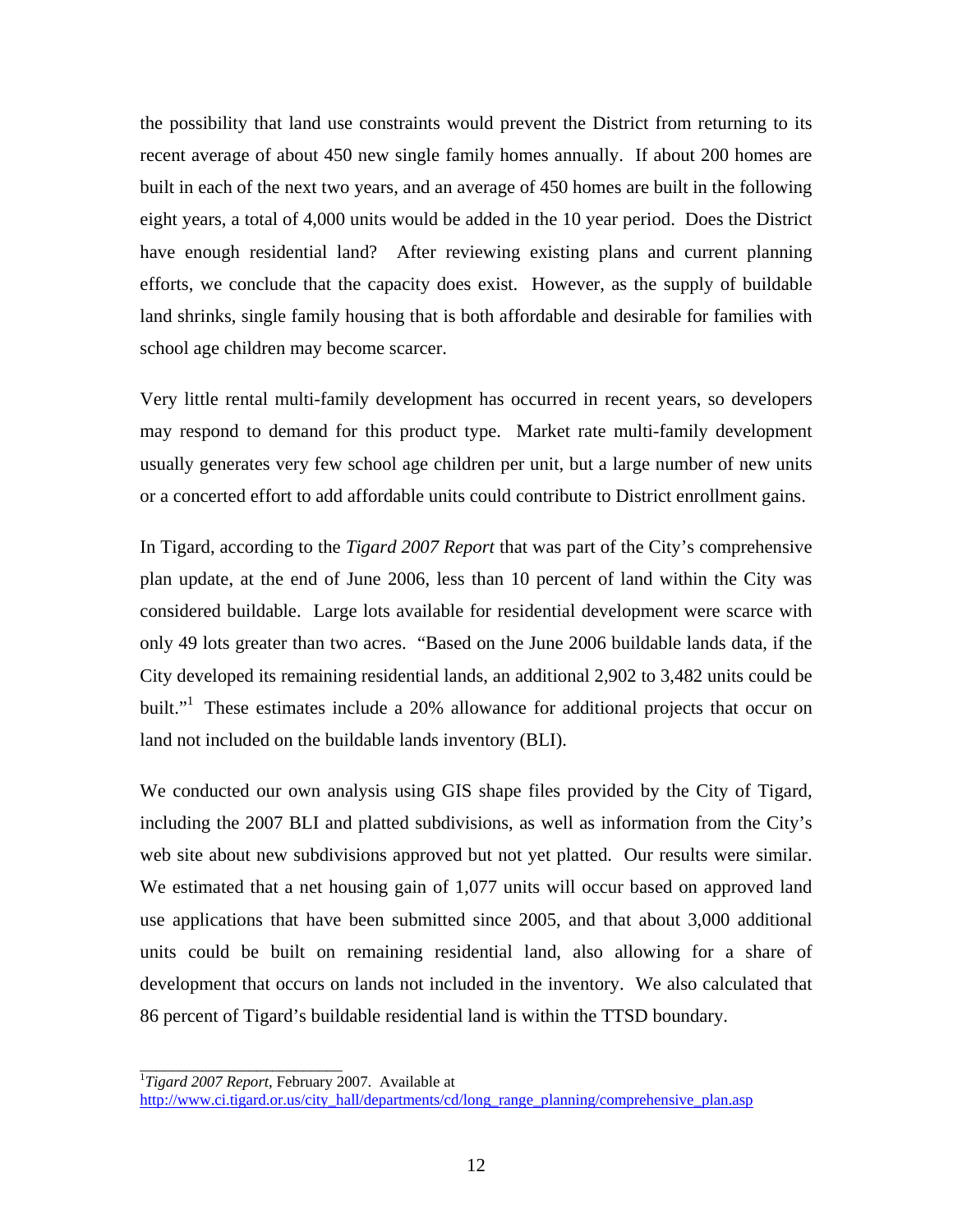the possibility that land use constraints would prevent the District from returning to its recent average of about 450 new single family homes annually. If about 200 homes are built in each of the next two years, and an average of 450 homes are built in the following eight years, a total of 4,000 units would be added in the 10 year period. Does the District have enough residential land? After reviewing existing plans and current planning efforts, we conclude that the capacity does exist. However, as the supply of buildable land shrinks, single family housing that is both affordable and desirable for families with school age children may become scarcer.

Very little rental multi-family development has occurred in recent years, so developers may respond to demand for this product type. Market rate multi-family development usually generates very few school age children per unit, but a large number of new units or a concerted effort to add affordable units could contribute to District enrollment gains.

In Tigard, according to the *Tigard 2007 Report* that was part of the City's comprehensive plan update, at the end of June 2006, less than 10 percent of land within the City was considered buildable. Large lots available for residential development were scarce with only 49 lots greater than two acres. "Based on the June 2006 buildable lands data, if the City developed its remaining residential lands, an additional 2,902 to 3,482 units could be built."[1] These estimates include a 20% allowance for additional projects that occur on land not included on the buildable lands inventory (BLI).

We conducted our own analysis using GIS shape files provided by the City of Tigard, including the 2007 BLI and platted subdivisions, as well as information from the City's web site about new subdivisions approved but not yet platted. Our results were similar. We estimated that a net housing gain of 1,077 units will occur based on approved land use applications that have been submitted since 2005, and that about 3,000 additional units could be built on remaining residential land, also allowing for a share of development that occurs on lands not included in the inventory. We also calculated that 86 percent of Tigard's buildable residential land is within the TTSD boundary.

---

[1] *Tigard 2007 Report*, February 2007. Available at http://www.ci.tigard.or.us/city_hall/departments/cd/long_range_planning/comprehensive_plan.asp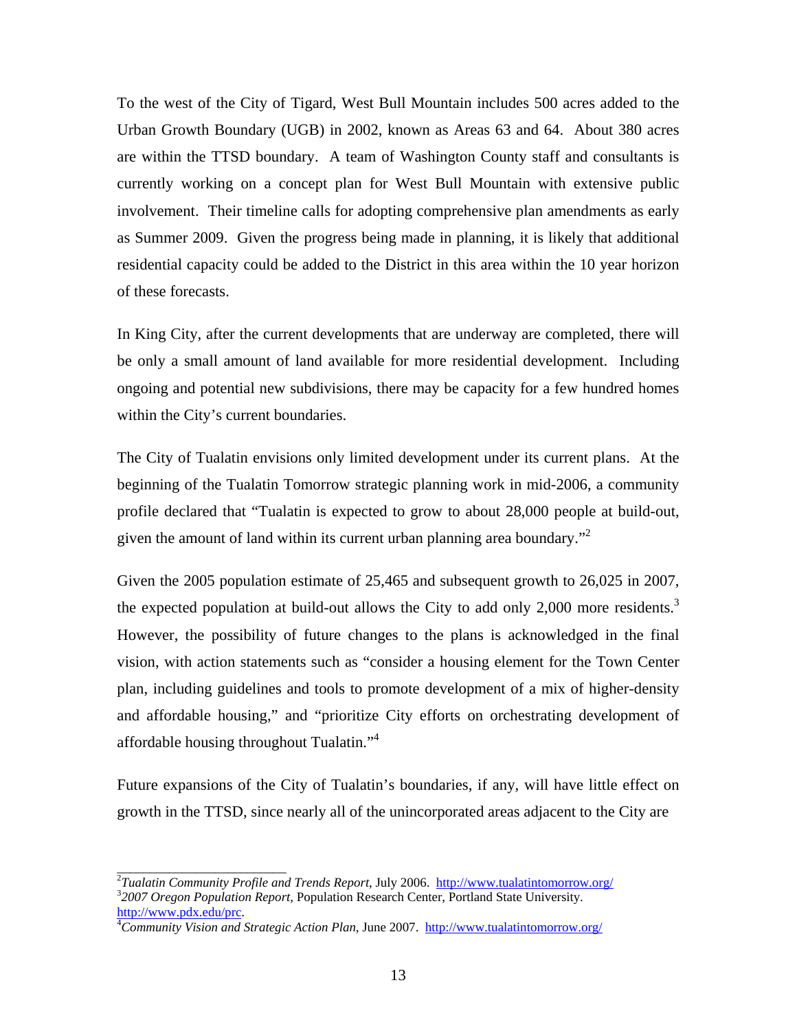To the west of the City of Tigard, West Bull Mountain includes 500 acres added to the Urban Growth Boundary (UGB) in 2002, known as Areas 63 and 64. About 380 acres are within the TTSD boundary. A team of Washington County staff and consultants is currently working on a concept plan for West Bull Mountain with extensive public involvement. Their timeline calls for adopting comprehensive plan amendments as early as Summer 2009. Given the progress being made in planning, it is likely that additional residential capacity could be added to the District in this area within the 10 year horizon of these forecasts.

In King City, after the current developments that are underway are completed, there will be only a small amount of land available for more residential development. Including ongoing and potential new subdivisions, there may be capacity for a few hundred homes within the City's current boundaries.

The City of Tualatin envisions only limited development under its current plans. At the beginning of the Tualatin Tomorrow strategic planning work in mid-2006, a community profile declared that "Tualatin is expected to grow to about 28,000 people at build-out, given the amount of land within its current urban planning area boundary."[2]

Given the 2005 population estimate of 25,465 and subsequent growth to 26,025 in 2007, the expected population at build-out allows the City to add only 2,000 more residents.[3] However, the possibility of future changes to the plans is acknowledged in the final vision, with action statements such as "consider a housing element for the Town Center plan, including guidelines and tools to promote development of a mix of higher-density and affordable housing," and "prioritize City efforts on orchestrating development of affordable housing throughout Tualatin."[4]

Future expansions of the City of Tualatin's boundaries, if any, will have little effect on growth in the TTSD, since nearly all of the unincorporated areas adjacent to the City are

---

[2] *Tualatin Community Profile and Trends Report*, July 2006. http://www.tualatintomorrow.org/

[3] *2007 Oregon Population Report,* Population Research Center, Portland State University. http://www.pdx.edu/prc.

[4] *Community Vision and Strategic Action Plan*, June 2007. http://www.tualatintomorrow.org/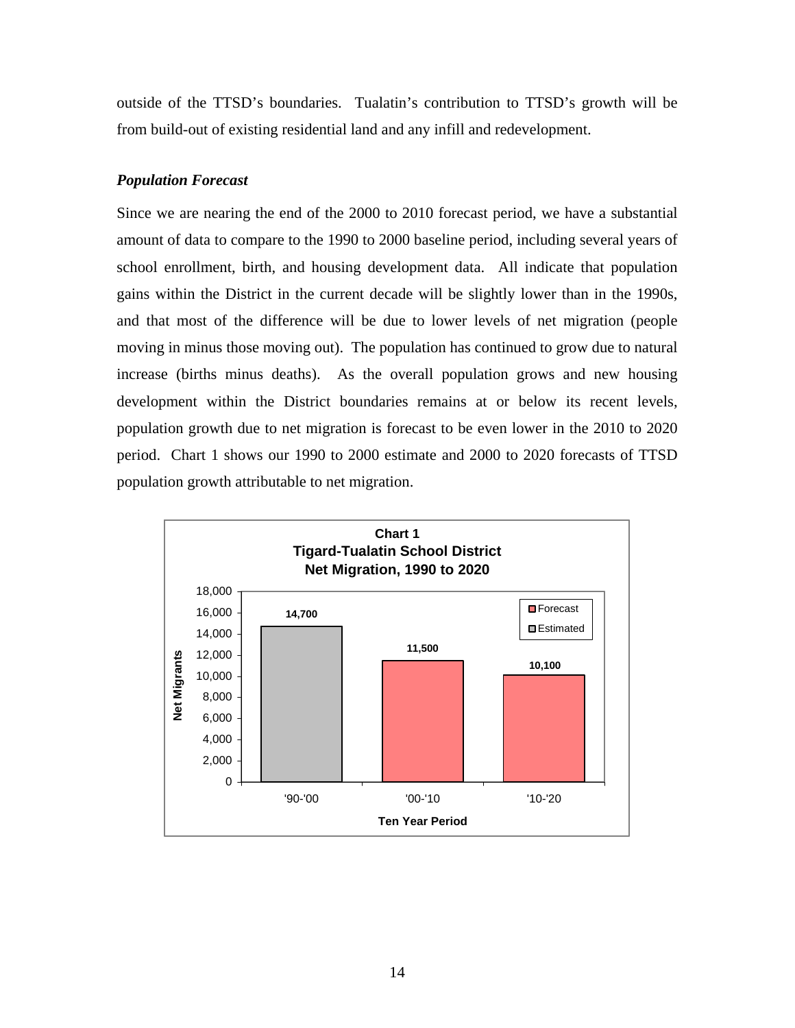outside of the TTSD's boundaries. Tualatin's contribution to TTSD's growth will be from build-out of existing residential land and any infill and redevelopment.

***Population Forecast***

Since we are nearing the end of the 2000 to 2010 forecast period, we have a substantial amount of data to compare to the 1990 to 2000 baseline period, including several years of school enrollment, birth, and housing development data. All indicate that population gains within the District in the current decade will be slightly lower than in the 1990s, and that most of the difference will be due to lower levels of net migration (people moving in minus those moving out). The population has continued to grow due to natural increase (births minus deaths). As the overall population grows and new housing development within the District boundaries remains at or below its recent levels, population growth due to net migration is forecast to be even lower in the 2010 to 2020 period. Chart 1 shows our 1990 to 2000 estimate and 2000 to 2020 forecasts of TTSD population growth attributable to net migration.

**Chart 1**
**Tigard-Tualatin School District**
**Net Migration, 1990 to 2020**

| Ten Year Period | Net Migrants | Type |
| --- | --- | --- |
| '90-'00 | 14,700 | Estimated |
| '00-'10 | 11,500 | Forecast |
| '10-'20 | 10,100 | Forecast |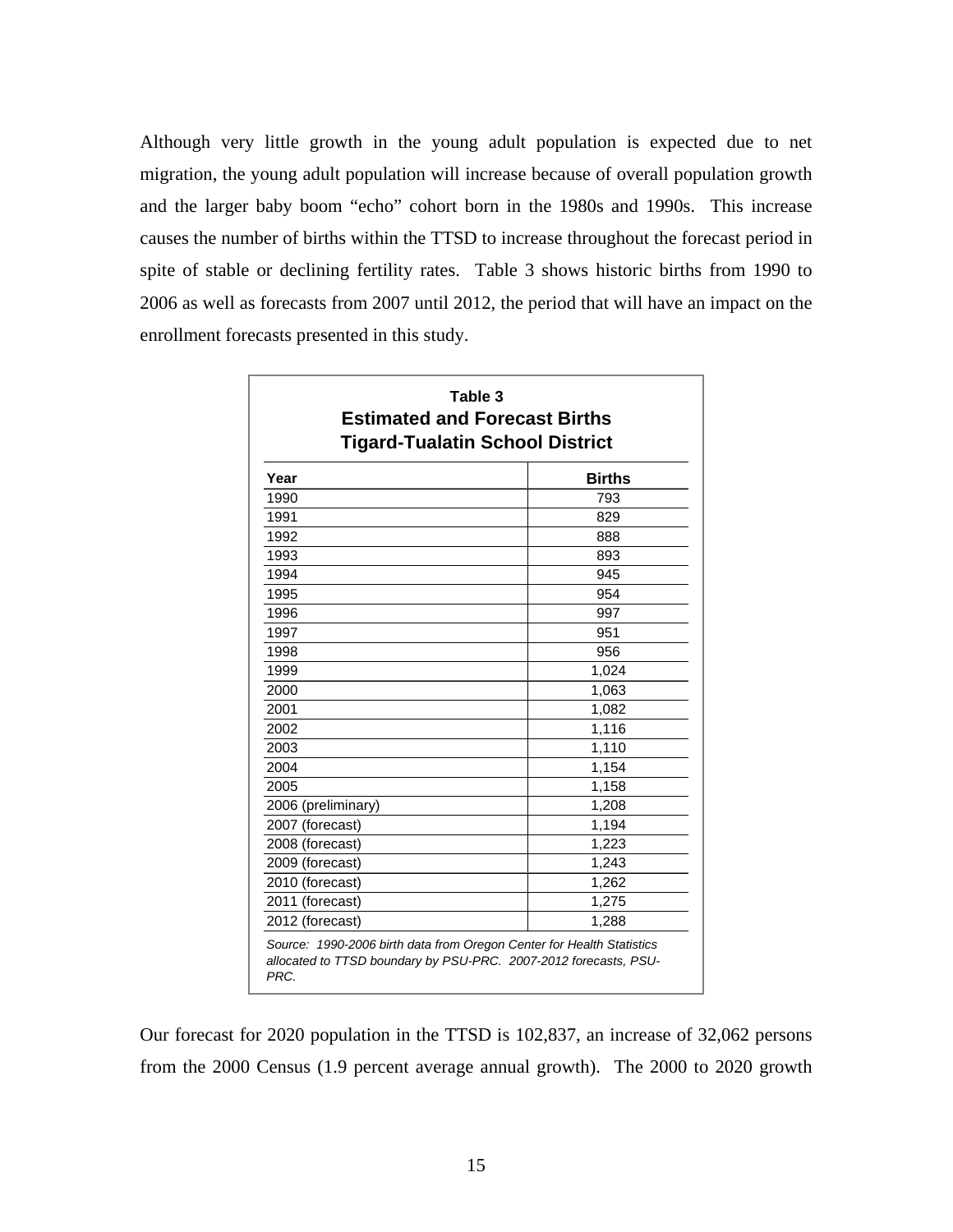Although very little growth in the young adult population is expected due to net migration, the young adult population will increase because of overall population growth and the larger baby boom "echo" cohort born in the 1980s and 1990s. This increase causes the number of births within the TTSD to increase throughout the forecast period in spite of stable or declining fertility rates. Table 3 shows historic births from 1990 to 2006 as well as forecasts from 2007 until 2012, the period that will have an impact on the enrollment forecasts presented in this study.

**Table 3**
**Estimated and Forecast Births**
**Tigard-Tualatin School District**

| Year | Births |
|---|---|
| 1990 | 793 |
| 1991 | 829 |
| 1992 | 888 |
| 1993 | 893 |
| 1994 | 945 |
| 1995 | 954 |
| 1996 | 997 |
| 1997 | 951 |
| 1998 | 956 |
| 1999 | 1,024 |
| 2000 | 1,063 |
| 2001 | 1,082 |
| 2002 | 1,116 |
| 2003 | 1,110 |
| 2004 | 1,154 |
| 2005 | 1,158 |
| 2006 (preliminary) | 1,208 |
| 2007 (forecast) | 1,194 |
| 2008 (forecast) | 1,223 |
| 2009 (forecast) | 1,243 |
| 2010 (forecast) | 1,262 |
| 2011 (forecast) | 1,275 |
| 2012 (forecast) | 1,288 |

*Source: 1990-2006 birth data from Oregon Center for Health Statistics allocated to TTSD boundary by PSU-PRC. 2007-2012 forecasts, PSU-PRC.*

Our forecast for 2020 population in the TTSD is 102,837, an increase of 32,062 persons from the 2000 Census (1.9 percent average annual growth). The 2000 to 2020 growth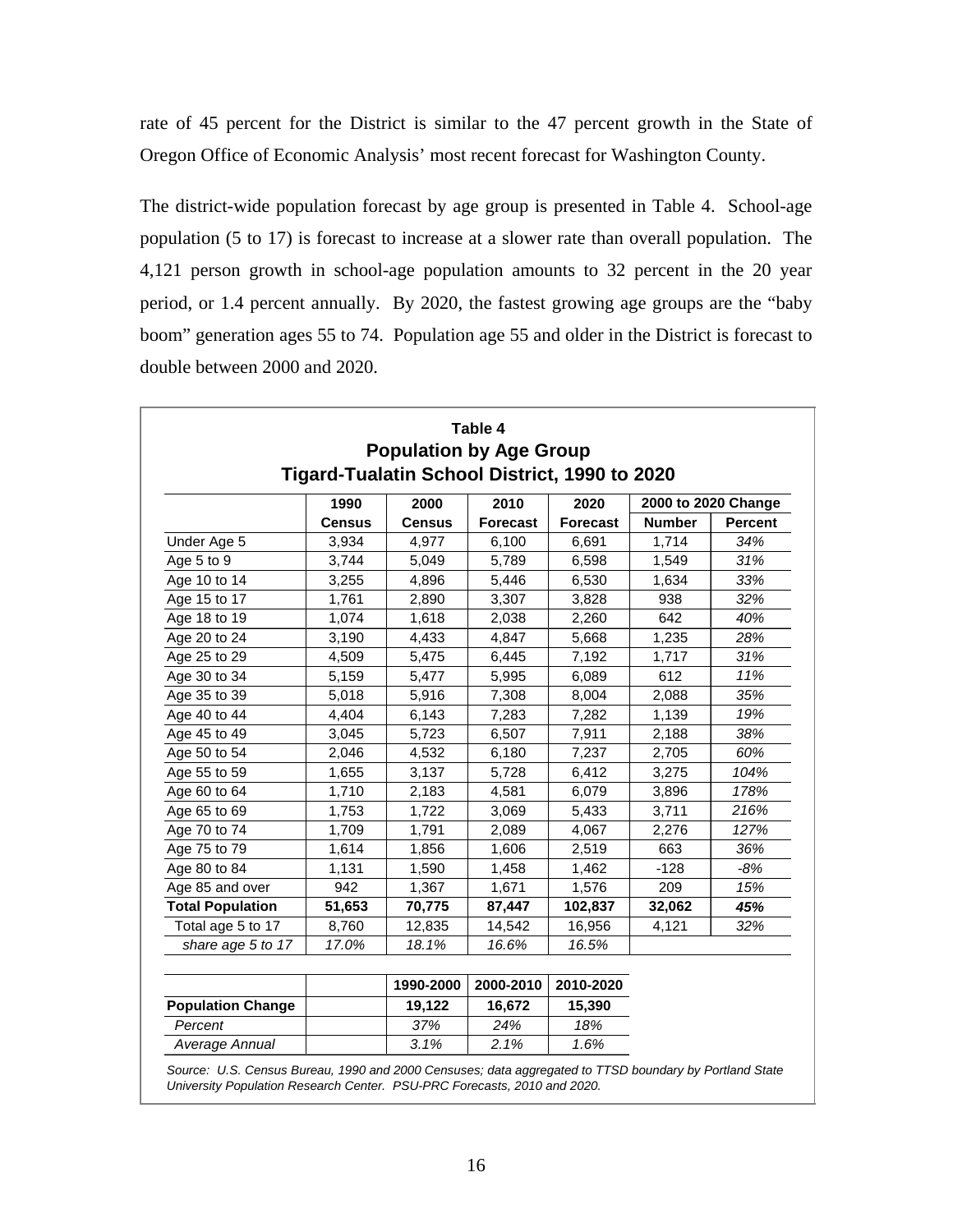rate of 45 percent for the District is similar to the 47 percent growth in the State of Oregon Office of Economic Analysis' most recent forecast for Washington County.

The district-wide population forecast by age group is presented in Table 4. School-age population (5 to 17) is forecast to increase at a slower rate than overall population. The 4,121 person growth in school-age population amounts to 32 percent in the 20 year period, or 1.4 percent annually. By 2020, the fastest growing age groups are the "baby boom" generation ages 55 to 74. Population age 55 and older in the District is forecast to double between 2000 and 2020.

**Table 4**
**Population by Age Group**
**Tigard-Tualatin School District, 1990 to 2020**

| | 1990 | 2000 | 2010 | 2020 | 2000 to 2020 Change | |
|---|---|---|---|---|---|---|
| | **Census** | **Census** | **Forecast** | **Forecast** | **Number** | **Percent** |
| Under Age 5 | 3,934 | 4,977 | 6,100 | 6,691 | 1,714 | *34%* |
| Age 5 to 9 | 3,744 | 5,049 | 5,789 | 6,598 | 1,549 | *31%* |
| Age 10 to 14 | 3,255 | 4,896 | 5,446 | 6,530 | 1,634 | *33%* |
| Age 15 to 17 | 1,761 | 2,890 | 3,307 | 3,828 | 938 | *32%* |
| Age 18 to 19 | 1,074 | 1,618 | 2,038 | 2,260 | 642 | *40%* |
| Age 20 to 24 | 3,190 | 4,433 | 4,847 | 5,668 | 1,235 | *28%* |
| Age 25 to 29 | 4,509 | 5,475 | 6,445 | 7,192 | 1,717 | *31%* |
| Age 30 to 34 | 5,159 | 5,477 | 5,995 | 6,089 | 612 | *11%* |
| Age 35 to 39 | 5,018 | 5,916 | 7,308 | 8,004 | 2,088 | *35%* |
| Age 40 to 44 | 4,404 | 6,143 | 7,283 | 7,282 | 1,139 | *19%* |
| Age 45 to 49 | 3,045 | 5,723 | 6,507 | 7,911 | 2,188 | *38%* |
| Age 50 to 54 | 2,046 | 4,532 | 6,180 | 7,237 | 2,705 | *60%* |
| Age 55 to 59 | 1,655 | 3,137 | 5,728 | 6,412 | 3,275 | *104%* |
| Age 60 to 64 | 1,710 | 2,183 | 4,581 | 6,079 | 3,896 | *178%* |
| Age 65 to 69 | 1,753 | 1,722 | 3,069 | 5,433 | 3,711 | *216%* |
| Age 70 to 74 | 1,709 | 1,791 | 2,089 | 4,067 | 2,276 | *127%* |
| Age 75 to 79 | 1,614 | 1,856 | 1,606 | 2,519 | 663 | *36%* |
| Age 80 to 84 | 1,131 | 1,590 | 1,458 | 1,462 | -128 | *-8%* |
| Age 85 and over | 942 | 1,367 | 1,671 | 1,576 | 209 | *15%* |
| **Total Population** | **51,653** | **70,775** | **87,447** | **102,837** | **32,062** | ***45%*** |
| Total age 5 to 17 | 8,760 | 12,835 | 14,542 | 16,956 | 4,121 | *32%* |
| *share age 5 to 17* | *17.0%* | *18.1%* | *16.6%* | *16.5%* | | |

| | | 1990-2000 | 2000-2010 | 2010-2020 |
|---|---|---|---|---|
| **Population Change** | | **19,122** | **16,672** | **15,390** |
| *Percent* | | *37%* | *24%* | *18%* |
| *Average Annual* | | *3.1%* | *2.1%* | *1.6%* |

*Source: U.S. Census Bureau, 1990 and 2000 Censuses; data aggregated to TTSD boundary by Portland State University Population Research Center. PSU-PRC Forecasts, 2010 and 2020.*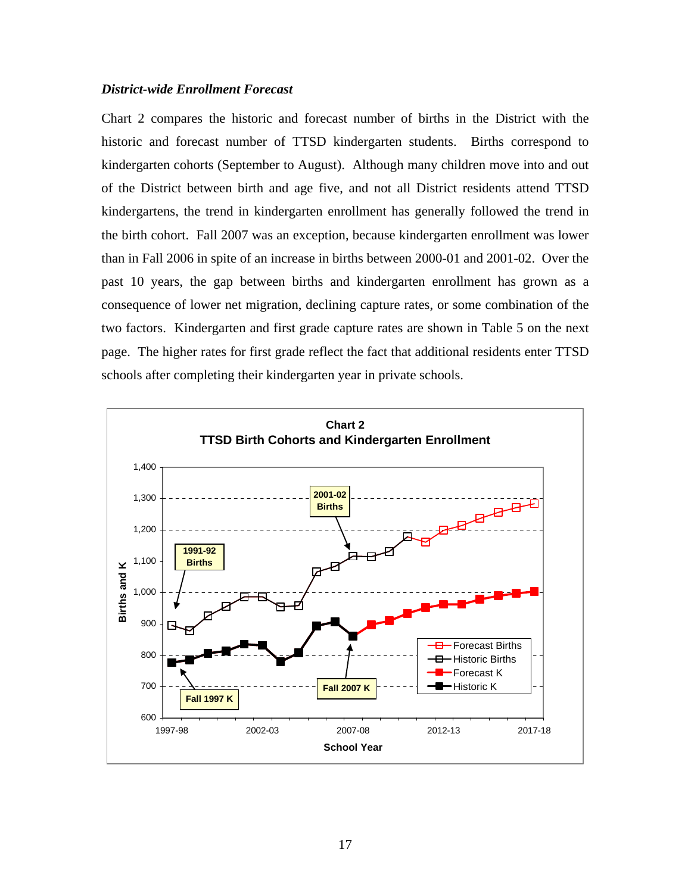### *District-wide Enrollment Forecast*

Chart 2 compares the historic and forecast number of births in the District with the historic and forecast number of TTSD kindergarten students. Births correspond to kindergarten cohorts (September to August). Although many children move into and out of the District between birth and age five, and not all District residents attend TTSD kindergartens, the trend in kindergarten enrollment has generally followed the trend in the birth cohort. Fall 2007 was an exception, because kindergarten enrollment was lower than in Fall 2006 in spite of an increase in births between 2000-01 and 2001-02. Over the past 10 years, the gap between births and kindergarten enrollment has grown as a consequence of lower net migration, declining capture rates, or some combination of the two factors. Kindergarten and first grade capture rates are shown in Table 5 on the next page. The higher rates for first grade reflect the fact that additional residents enter TTSD schools after completing their kindergarten year in private schools.

**Chart 2**
**TTSD Birth Cohorts and Kindergarten Enrollment**

Y-axis: Births and K (600 to 1,400)
X-axis: School Year (1997-98, 2002-03, 2007-08, 2012-13, 2017-18)

Annotations: 1991-92 Births; 2001-02 Births; Fall 1997 K; Fall 2007 K

Legend: Forecast Births; Historic Births; Forecast K; Historic K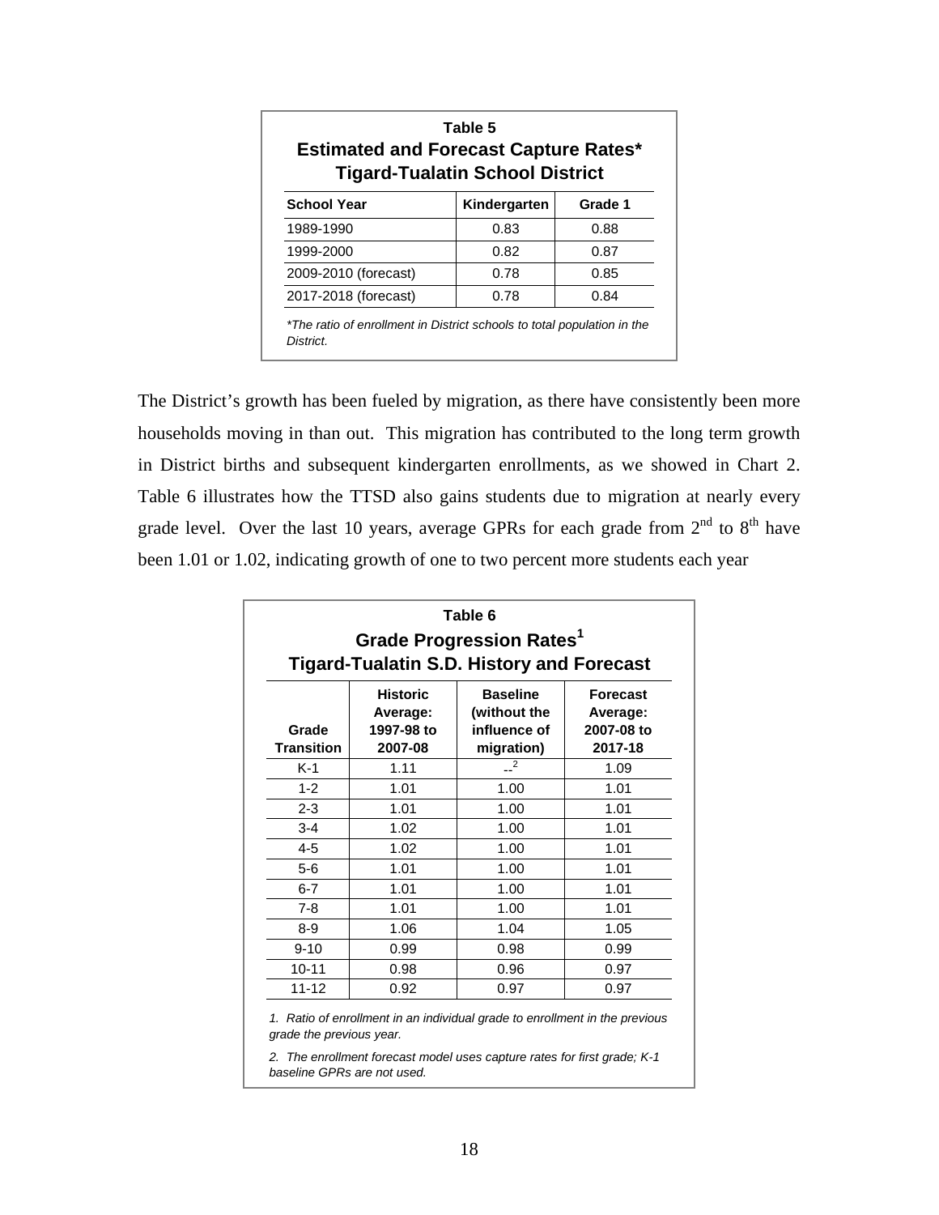**Table 5**
**Estimated and Forecast Capture Rates***
**Tigard-Tualatin School District**

| School Year | Kindergarten | Grade 1 |
|---|---|---|
| 1989-1990 | 0.83 | 0.88 |
| 1999-2000 | 0.82 | 0.87 |
| 2009-2010 (forecast) | 0.78 | 0.85 |
| 2017-2018 (forecast) | 0.78 | 0.84 |

*\*The ratio of enrollment in District schools to total population in the District.*

The District's growth has been fueled by migration, as there have consistently been more households moving in than out. This migration has contributed to the long term growth in District births and subsequent kindergarten enrollments, as we showed in Chart 2. Table 6 illustrates how the TTSD also gains students due to migration at nearly every grade level. Over the last 10 years, average GPRs for each grade from 2nd to 8th have been 1.01 or 1.02, indicating growth of one to two percent more students each year

**Table 6**
**Grade Progression Rates[1]**
**Tigard-Tualatin S.D. History and Forecast**

| Grade Transition | Historic Average: 1997-98 to 2007-08 | Baseline (without the influence of migration) | Forecast Average: 2007-08 to 2017-18 |
|---|---|---|---|
| K-1 | 1.11 | --[2] | 1.09 |
| 1-2 | 1.01 | 1.00 | 1.01 |
| 2-3 | 1.01 | 1.00 | 1.01 |
| 3-4 | 1.02 | 1.00 | 1.01 |
| 4-5 | 1.02 | 1.00 | 1.01 |
| 5-6 | 1.01 | 1.00 | 1.01 |
| 6-7 | 1.01 | 1.00 | 1.01 |
| 7-8 | 1.01 | 1.00 | 1.01 |
| 8-9 | 1.06 | 1.04 | 1.05 |
| 9-10 | 0.99 | 0.98 | 0.99 |
| 10-11 | 0.98 | 0.96 | 0.97 |
| 11-12 | 0.92 | 0.97 | 0.97 |

*1. Ratio of enrollment in an individual grade to enrollment in the previous grade the previous year.*

*2. The enrollment forecast model uses capture rates for first grade; K-1 baseline GPRs are not used.*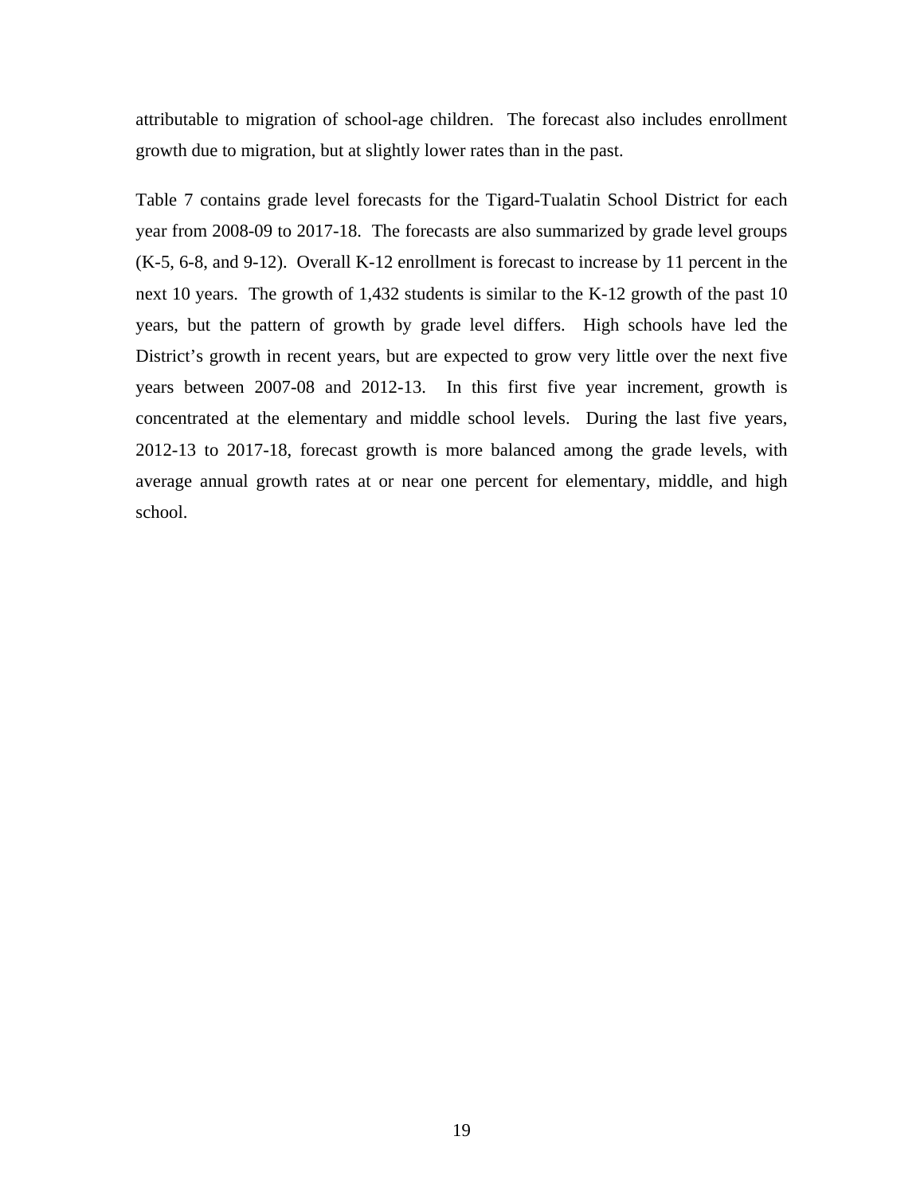attributable to migration of school-age children. The forecast also includes enrollment growth due to migration, but at slightly lower rates than in the past.

Table 7 contains grade level forecasts for the Tigard-Tualatin School District for each year from 2008-09 to 2017-18. The forecasts are also summarized by grade level groups (K-5, 6-8, and 9-12). Overall K-12 enrollment is forecast to increase by 11 percent in the next 10 years. The growth of 1,432 students is similar to the K-12 growth of the past 10 years, but the pattern of growth by grade level differs. High schools have led the District's growth in recent years, but are expected to grow very little over the next five years between 2007-08 and 2012-13. In this first five year increment, growth is concentrated at the elementary and middle school levels. During the last five years, 2012-13 to 2017-18, forecast growth is more balanced among the grade levels, with average annual growth rates at or near one percent for elementary, middle, and high school.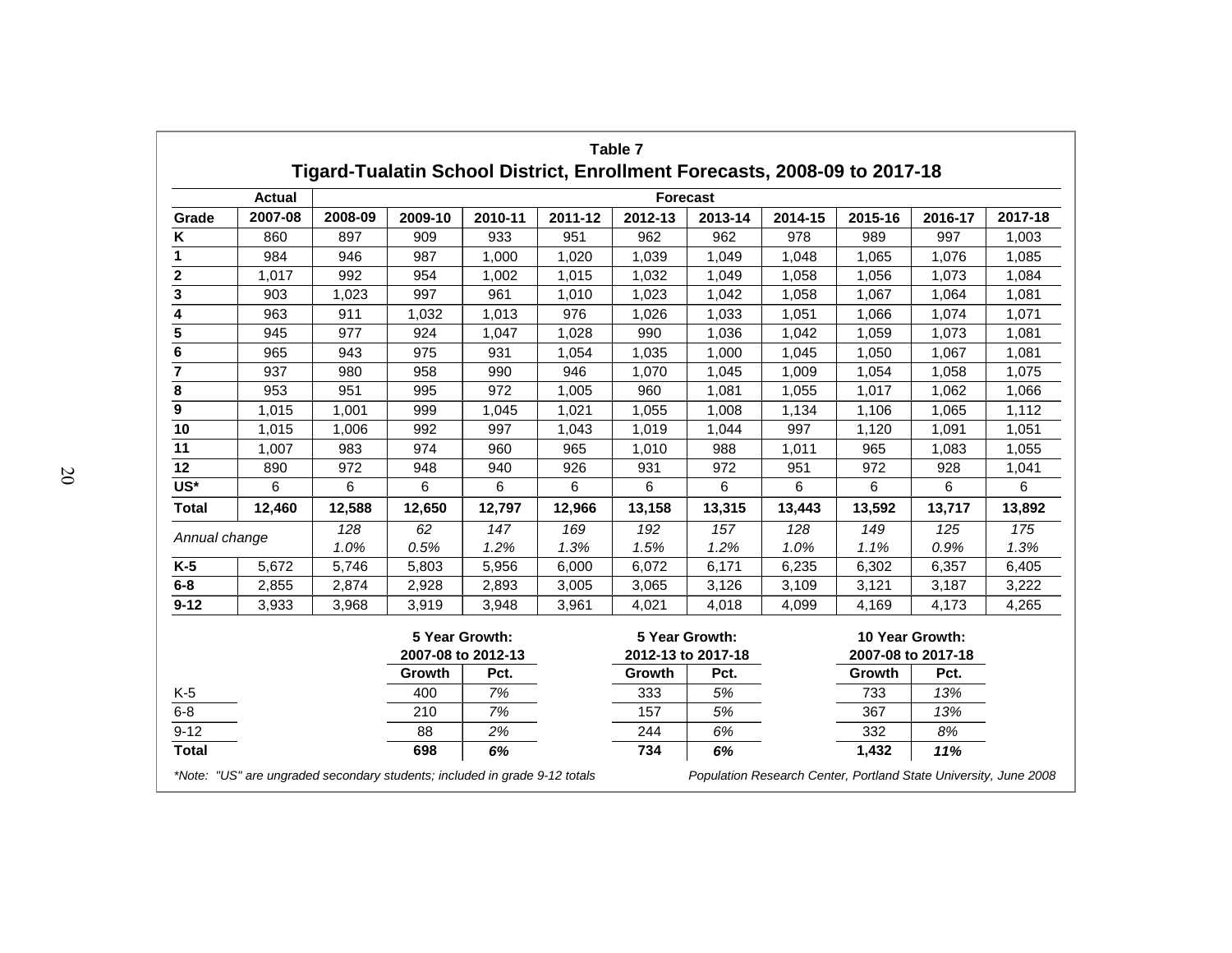**Table 7**

## Tigard-Tualatin School District, Enrollment Forecasts, 2008-09 to 2017-18

| | Actual | Forecast | | | | | | | | | |
|---|---|---|---|---|---|---|---|---|---|---|---|
| Grade | 2007-08 | 2008-09 | 2009-10 | 2010-11 | 2011-12 | 2012-13 | 2013-14 | 2014-15 | 2015-16 | 2016-17 | 2017-18 |
| K | 860 | 897 | 909 | 933 | 951 | 962 | 962 | 978 | 989 | 997 | 1,003 |
| 1 | 984 | 946 | 987 | 1,000 | 1,020 | 1,039 | 1,049 | 1,048 | 1,065 | 1,076 | 1,085 |
| 2 | 1,017 | 992 | 954 | 1,002 | 1,015 | 1,032 | 1,049 | 1,058 | 1,056 | 1,073 | 1,084 |
| 3 | 903 | 1,023 | 997 | 961 | 1,010 | 1,023 | 1,042 | 1,058 | 1,067 | 1,064 | 1,081 |
| 4 | 963 | 911 | 1,032 | 1,013 | 976 | 1,026 | 1,033 | 1,051 | 1,066 | 1,074 | 1,071 |
| 5 | 945 | 977 | 924 | 1,047 | 1,028 | 990 | 1,036 | 1,042 | 1,059 | 1,073 | 1,081 |
| 6 | 965 | 943 | 975 | 931 | 1,054 | 1,035 | 1,000 | 1,045 | 1,050 | 1,067 | 1,081 |
| 7 | 937 | 980 | 958 | 990 | 946 | 1,070 | 1,045 | 1,009 | 1,054 | 1,058 | 1,075 |
| 8 | 953 | 951 | 995 | 972 | 1,005 | 960 | 1,081 | 1,055 | 1,017 | 1,062 | 1,066 |
| 9 | 1,015 | 1,001 | 999 | 1,045 | 1,021 | 1,055 | 1,008 | 1,134 | 1,106 | 1,065 | 1,112 |
| 10 | 1,015 | 1,006 | 992 | 997 | 1,043 | 1,019 | 1,044 | 997 | 1,120 | 1,091 | 1,051 |
| 11 | 1,007 | 983 | 974 | 960 | 965 | 1,010 | 988 | 1,011 | 965 | 1,083 | 1,055 |
| 12 | 890 | 972 | 948 | 940 | 926 | 931 | 972 | 951 | 972 | 928 | 1,041 |
| US* | 6 | 6 | 6 | 6 | 6 | 6 | 6 | 6 | 6 | 6 | 6 |
| **Total** | **12,460** | **12,588** | **12,650** | **12,797** | **12,966** | **13,158** | **13,315** | **13,443** | **13,592** | **13,717** | **13,892** |
| *Annual change* | | *128* | *62* | *147* | *169* | *192* | *157* | *128* | *149* | *125* | *175* |
| | | *1.0%* | *0.5%* | *1.2%* | *1.3%* | *1.5%* | *1.2%* | *1.0%* | *1.1%* | *0.9%* | *1.3%* |
| K-5 | 5,672 | 5,746 | 5,803 | 5,956 | 6,000 | 6,072 | 6,171 | 6,235 | 6,302 | 6,357 | 6,405 |
| 6-8 | 2,855 | 2,874 | 2,928 | 2,893 | 3,005 | 3,065 | 3,126 | 3,109 | 3,121 | 3,187 | 3,222 |
| 9-12 | 3,933 | 3,968 | 3,919 | 3,948 | 3,961 | 4,021 | 4,018 | 4,099 | 4,169 | 4,173 | 4,265 |

| | 5 Year Growth: 2007-08 to 2012-13 | | 5 Year Growth: 2012-13 to 2017-18 | | 10 Year Growth: 2007-08 to 2017-18 | |
|---|---|---|---|---|---|---|
| | Growth | Pct. | Growth | Pct. | Growth | Pct. |
| K-5 | 400 | *7%* | 333 | *5%* | 733 | *13%* |
| 6-8 | 210 | *7%* | 157 | *5%* | 367 | *13%* |
| 9-12 | 88 | *2%* | 244 | *6%* | 332 | *8%* |
| **Total** | **698** | ***6%*** | **734** | ***6%*** | **1,432** | ***11%*** |

*\*Note: "US" are ungraded secondary students; included in grade 9-12 totals*

*Population Research Center, Portland State University, June 2008*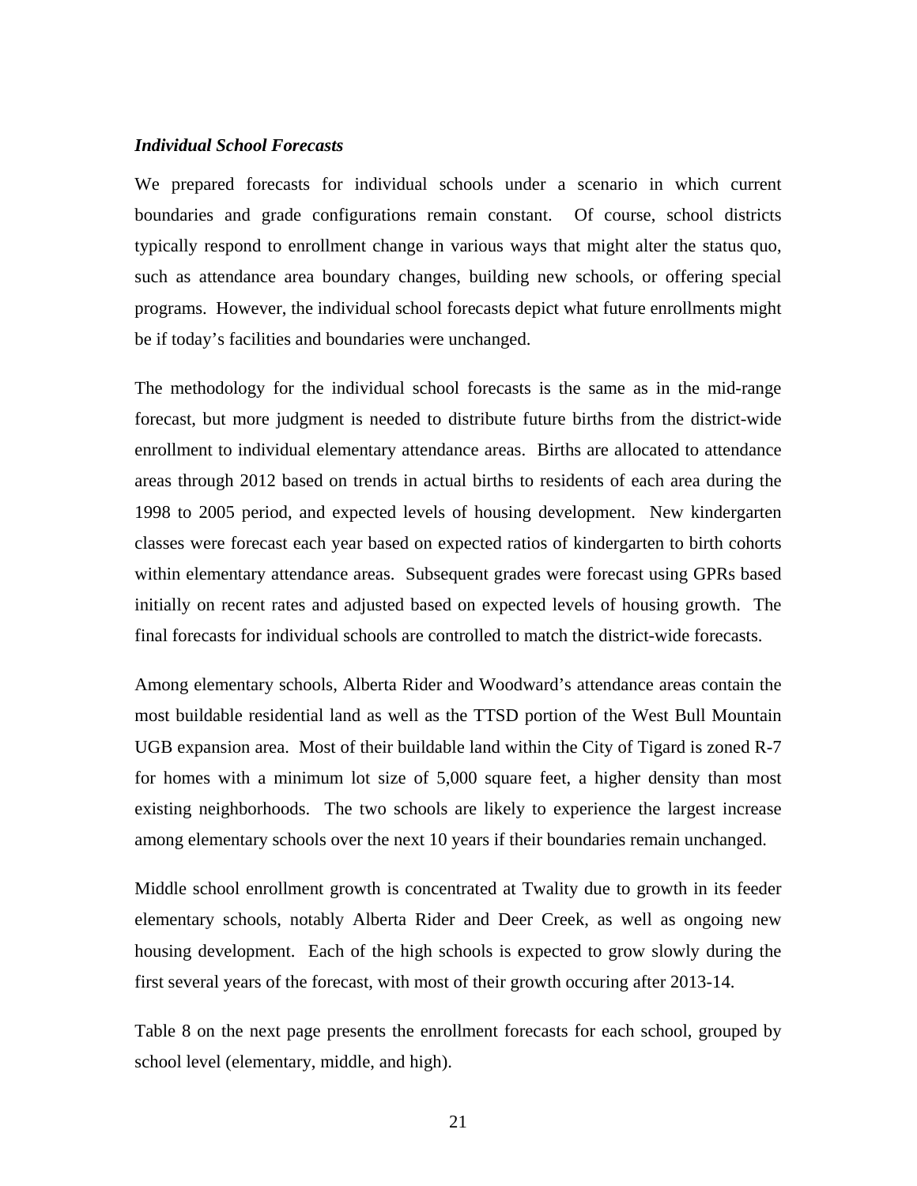### *Individual School Forecasts*

We prepared forecasts for individual schools under a scenario in which current boundaries and grade configurations remain constant. Of course, school districts typically respond to enrollment change in various ways that might alter the status quo, such as attendance area boundary changes, building new schools, or offering special programs. However, the individual school forecasts depict what future enrollments might be if today's facilities and boundaries were unchanged.

The methodology for the individual school forecasts is the same as in the mid-range forecast, but more judgment is needed to distribute future births from the district-wide enrollment to individual elementary attendance areas. Births are allocated to attendance areas through 2012 based on trends in actual births to residents of each area during the 1998 to 2005 period, and expected levels of housing development. New kindergarten classes were forecast each year based on expected ratios of kindergarten to birth cohorts within elementary attendance areas. Subsequent grades were forecast using GPRs based initially on recent rates and adjusted based on expected levels of housing growth. The final forecasts for individual schools are controlled to match the district-wide forecasts.

Among elementary schools, Alberta Rider and Woodward's attendance areas contain the most buildable residential land as well as the TTSD portion of the West Bull Mountain UGB expansion area. Most of their buildable land within the City of Tigard is zoned R-7 for homes with a minimum lot size of 5,000 square feet, a higher density than most existing neighborhoods. The two schools are likely to experience the largest increase among elementary schools over the next 10 years if their boundaries remain unchanged.

Middle school enrollment growth is concentrated at Twality due to growth in its feeder elementary schools, notably Alberta Rider and Deer Creek, as well as ongoing new housing development. Each of the high schools is expected to grow slowly during the first several years of the forecast, with most of their growth occuring after 2013-14.

Table 8 on the next page presents the enrollment forecasts for each school, grouped by school level (elementary, middle, and high).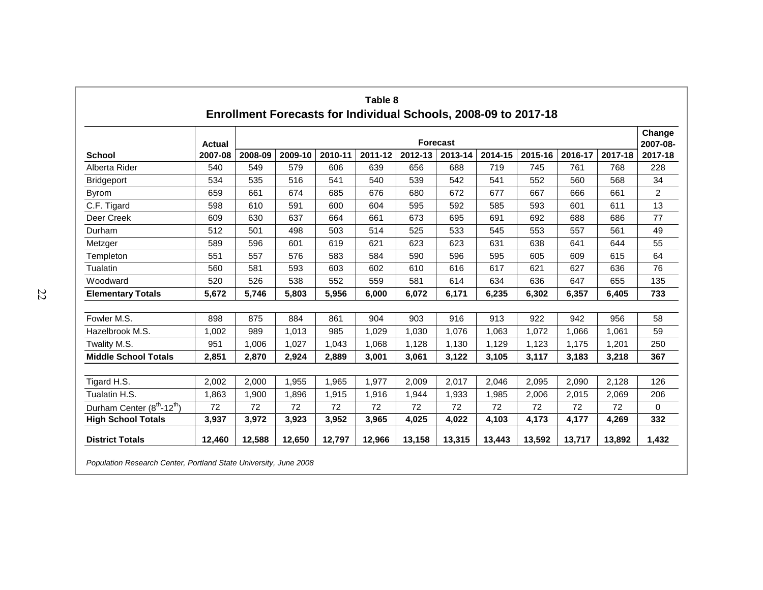## Table 8

## Enrollment Forecasts for Individual Schools, 2008-09 to 2017-18

| School | Actual 2007-08 | Forecast 2008-09 | 2009-10 | 2010-11 | 2011-12 | 2012-13 | 2013-14 | 2014-15 | 2015-16 | 2016-17 | 2017-18 | Change 2007-08-2017-18 |
|---|---|---|---|---|---|---|---|---|---|---|---|---|
| Alberta Rider | 540 | 549 | 579 | 606 | 639 | 656 | 688 | 719 | 745 | 761 | 768 | 228 |
| Bridgeport | 534 | 535 | 516 | 541 | 540 | 539 | 542 | 541 | 552 | 560 | 568 | 34 |
| Byrom | 659 | 661 | 674 | 685 | 676 | 680 | 672 | 677 | 667 | 666 | 661 | 2 |
| C.F. Tigard | 598 | 610 | 591 | 600 | 604 | 595 | 592 | 585 | 593 | 601 | 611 | 13 |
| Deer Creek | 609 | 630 | 637 | 664 | 661 | 673 | 695 | 691 | 692 | 688 | 686 | 77 |
| Durham | 512 | 501 | 498 | 503 | 514 | 525 | 533 | 545 | 553 | 557 | 561 | 49 |
| Metzger | 589 | 596 | 601 | 619 | 621 | 623 | 623 | 631 | 638 | 641 | 644 | 55 |
| Templeton | 551 | 557 | 576 | 583 | 584 | 590 | 596 | 595 | 605 | 609 | 615 | 64 |
| Tualatin | 560 | 581 | 593 | 603 | 602 | 610 | 616 | 617 | 621 | 627 | 636 | 76 |
| Woodward | 520 | 526 | 538 | 552 | 559 | 581 | 614 | 634 | 636 | 647 | 655 | 135 |
| **Elementary Totals** | **5,672** | **5,746** | **5,803** | **5,956** | **6,000** | **6,072** | **6,171** | **6,235** | **6,302** | **6,357** | **6,405** | **733** |
| | | | | | | | | | | | | |
| Fowler M.S. | 898 | 875 | 884 | 861 | 904 | 903 | 916 | 913 | 922 | 942 | 956 | 58 |
| Hazelbrook M.S. | 1,002 | 989 | 1,013 | 985 | 1,029 | 1,030 | 1,076 | 1,063 | 1,072 | 1,066 | 1,061 | 59 |
| Twality M.S. | 951 | 1,006 | 1,027 | 1,043 | 1,068 | 1,128 | 1,130 | 1,129 | 1,123 | 1,175 | 1,201 | 250 |
| **Middle School Totals** | **2,851** | **2,870** | **2,924** | **2,889** | **3,001** | **3,061** | **3,122** | **3,105** | **3,117** | **3,183** | **3,218** | **367** |
| | | | | | | | | | | | | |
| Tigard H.S. | 2,002 | 2,000 | 1,955 | 1,965 | 1,977 | 2,009 | 2,017 | 2,046 | 2,095 | 2,090 | 2,128 | 126 |
| Tualatin H.S. | 1,863 | 1,900 | 1,896 | 1,915 | 1,916 | 1,944 | 1,933 | 1,985 | 2,006 | 2,015 | 2,069 | 206 |
| Durham Center ($8^{th}$-$12^{th}$) | 72 | 72 | 72 | 72 | 72 | 72 | 72 | 72 | 72 | 72 | 72 | 0 |
| **High School Totals** | **3,937** | **3,972** | **3,923** | **3,952** | **3,965** | **4,025** | **4,022** | **4,103** | **4,173** | **4,177** | **4,269** | **332** |
| **District Totals** | **12,460** | **12,588** | **12,650** | **12,797** | **12,966** | **13,158** | **13,315** | **13,443** | **13,592** | **13,717** | **13,892** | **1,432** |

*Population Research Center, Portland State University, June 2008*